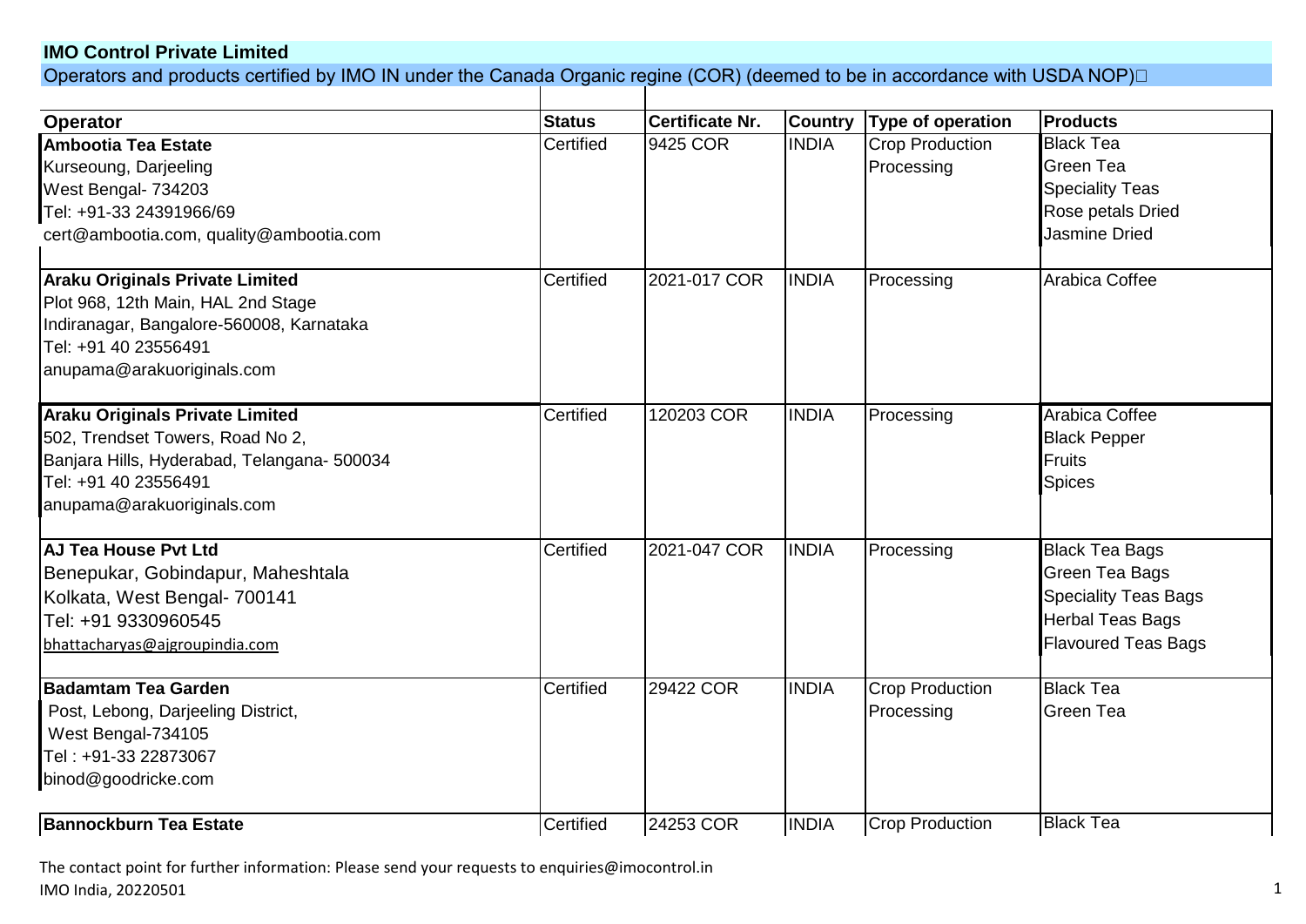**IMO Control Private Limited**

Operators and products certified by IMO IN under the Canada Organic regine (COR) (deemed to be in accordance with USDA NOP)

| Operator | Status | Certificate Nr. | Country | Type of operation | Products |
|---|---|---|---|---|---|
| **Ambootia Tea Estate**<br>Kurseoung, Darjeeling<br>West Bengal- 734203<br>Tel: +91-33 24391966/69<br>cert@ambootia.com, quality@ambootia.com | Certified | 9425 COR | INDIA | Crop Production<br>Processing | Black Tea<br>Green Tea<br>Speciality Teas<br>Rose petals Dried<br>Jasmine Dried |
| **Araku Originals Private Limited**<br>Plot 968, 12th Main, HAL 2nd Stage<br>Indiranagar, Bangalore-560008, Karnataka<br>Tel: +91 40 23556491<br>anupama@arakuoriginals.com | Certified | 2021-017 COR | INDIA | Processing | Arabica Coffee |
| **Araku Originals Private Limited**<br>502, Trendset Towers, Road No 2,<br>Banjara Hills, Hyderabad, Telangana- 500034<br>Tel: +91 40 23556491<br>anupama@arakuoriginals.com | Certified | 120203 COR | INDIA | Processing | Arabica Coffee<br>Black Pepper<br>Fruits<br>Spices |
| **AJ Tea House Pvt Ltd**<br>Benepukar, Gobindapur, Maheshtala<br>Kolkata, West Bengal- 700141<br>Tel: +91 9330960545<br>bhattacharyas@ajgroupindia.com | Certified | 2021-047 COR | INDIA | Processing | Black Tea Bags<br>Green Tea Bags<br>Speciality Teas Bags<br>Herbal Teas Bags<br>Flavoured Teas Bags |
| **Badamtam Tea Garden**<br>Post, Lebong, Darjeeling District,<br>West Bengal-734105<br>Tel : +91-33 22873067<br>binod@goodricke.com | Certified | 29422 COR | INDIA | Crop Production<br>Processing | Black Tea<br>Green Tea |
| **Bannockburn Tea Estate** | Certified | 24253 COR | INDIA | Crop Production | Black Tea |

The contact point for further information: Please send your requests to enquiries@imocontrol.in

IMO India, 20220501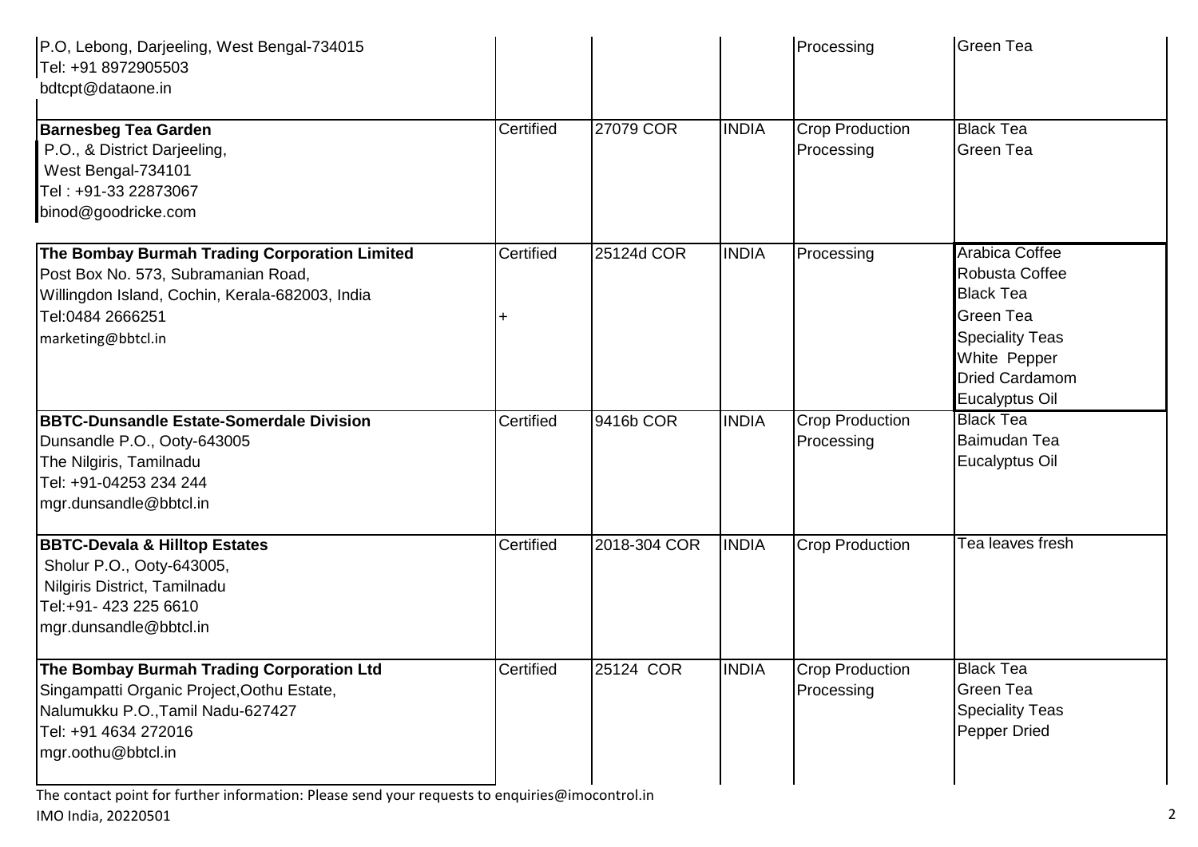| | | | | | |
|---|---|---|---|---|---|
| P.O, Lebong, Darjeeling, West Bengal-734015<br>Tel: +91 8972905503<br>bdtcpt@dataone.in | | | | Processing | Green Tea |
| **Barnesbeg Tea Garden**<br>P.O., & District Darjeeling,<br>West Bengal-734101<br>Tel : +91-33 22873067<br>binod@goodricke.com | Certified | 27079 COR | INDIA | Crop Production<br>Processing | Black Tea<br>Green Tea |
| **The Bombay Burmah Trading Corporation Limited**<br>Post Box No. 573, Subramanian Road,<br>Willingdon Island, Cochin, Kerala-682003, India<br>Tel:0484 2666251<br>marketing@bbtcl.in | Certified<br>+ | 25124d COR | INDIA | Processing | Arabica Coffee<br>Robusta Coffee<br>Black Tea<br>Green Tea<br>Speciality Teas<br>White Pepper<br>Dried Cardamom<br>Eucalyptus Oil |
| **BBTC-Dunsandle Estate-Somerdale Division**<br>Dunsandle P.O., Ooty-643005<br>The Nilgiris, Tamilnadu<br>Tel: +91-04253 234 244<br>mgr.dunsandle@bbtcl.in | Certified | 9416b COR | INDIA | Crop Production<br>Processing | Black Tea<br>Baimudan Tea<br>Eucalyptus Oil |
| **BBTC-Devala & Hilltop Estates**<br>Sholur P.O., Ooty-643005,<br>Nilgiris District, Tamilnadu<br>Tel:+91- 423 225 6610<br>mgr.dunsandle@bbtcl.in | Certified | 2018-304 COR | INDIA | Crop Production | Tea leaves fresh |
| **The Bombay Burmah Trading Corporation Ltd**<br>Singampatti Organic Project,Oothu Estate,<br>Nalumukku P.O.,Tamil Nadu-627427<br>Tel: +91 4634 272016<br>mgr.oothu@bbtcl.in | Certified | 25124 COR | INDIA | Crop Production<br>Processing | Black Tea<br>Green Tea<br>Speciality Teas<br>Pepper Dried |

The contact point for further information: Please send your requests to enquiries@imocontrol.in

IMO India, 20220501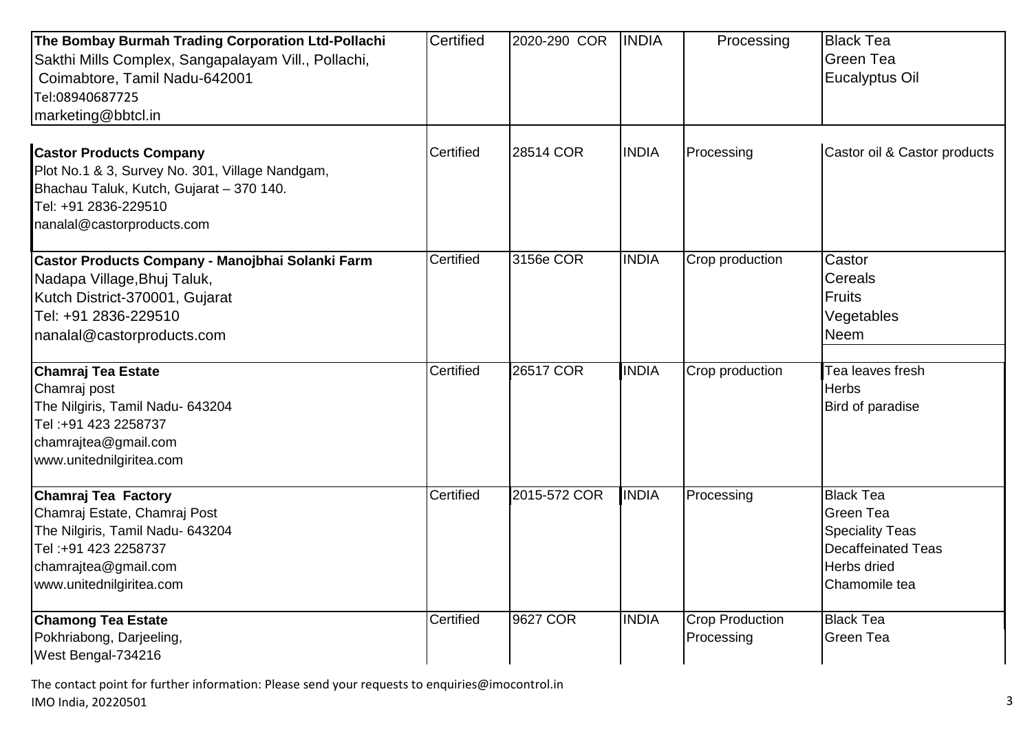| | | | | | |
|---|---|---|---|---|---|
| **The Bombay Burmah Trading Corporation Ltd-Pollachi**<br>Sakthi Mills Complex, Sangapalayam Vill., Pollachi,<br>Coimabtore, Tamil Nadu-642001<br>Tel:08940687725<br>marketing@bbtcl.in | Certified | 2020-290 COR | INDIA | Processing | Black Tea<br>Green Tea<br>Eucalyptus Oil |
| **Castor Products Company**<br>Plot No.1 & 3, Survey No. 301, Village Nandgam,<br>Bhachau Taluk, Kutch, Gujarat – 370 140.<br>Tel: +91 2836-229510<br>nanalal@castorproducts.com | Certified | 28514 COR | INDIA | Processing | Castor oil & Castor products |
| **Castor Products Company - Manojbhai Solanki Farm**<br>Nadapa Village,Bhuj Taluk,<br>Kutch District-370001, Gujarat<br>Tel: +91 2836-229510<br>nanalal@castorproducts.com | Certified | 3156e COR | INDIA | Crop production | Castor<br>Cereals<br>Fruits<br>Vegetables<br>Neem |
| **Chamraj Tea Estate**<br>Chamraj post<br>The Nilgiris, Tamil Nadu- 643204<br>Tel :+91 423 2258737<br>chamrajtea@gmail.com<br>www.unitednilgiritea.com | Certified | 26517 COR | INDIA | Crop production | Tea leaves fresh<br>Herbs<br>Bird of paradise |
| **Chamraj Tea Factory**<br>Chamraj Estate, Chamraj Post<br>The Nilgiris, Tamil Nadu- 643204<br>Tel :+91 423 2258737<br>chamrajtea@gmail.com<br>www.unitednilgiritea.com | Certified | 2015-572 COR | INDIA | Processing | Black Tea<br>Green Tea<br>Speciality Teas<br>Decaffeinated Teas<br>Herbs dried<br>Chamomile tea |
| **Chamong Tea Estate**<br>Pokhriabong, Darjeeling,<br>West Bengal-734216 | Certified | 9627 COR | INDIA | Crop Production<br>Processing | Black Tea<br>Green Tea |

The contact point for further information: Please send your requests to enquiries@imocontrol.in
IMO India, 20220501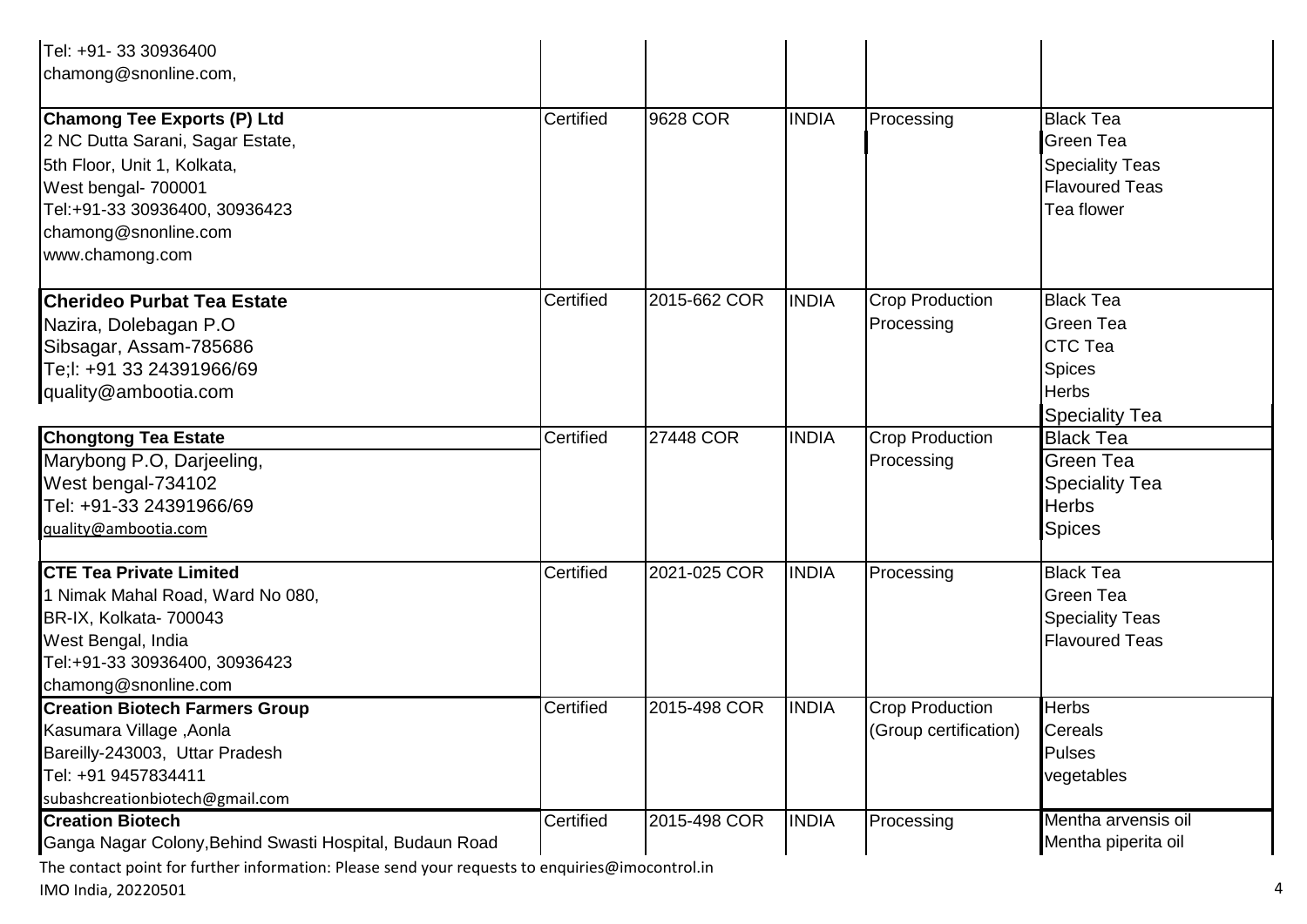| | | | | | |
|---|---|---|---|---|---|
| Tel: +91- 33 30936400<br>chamong@snonline.com, | | | | | |
| **Chamong Tee Exports (P) Ltd**<br>2 NC Dutta Sarani, Sagar Estate,<br>5th Floor, Unit 1, Kolkata,<br>West bengal- 700001<br>Tel:+91-33 30936400, 30936423<br>chamong@snonline.com<br>www.chamong.com | Certified | 9628 COR | INDIA | Processing | Black Tea<br>Green Tea<br>Speciality Teas<br>Flavoured Teas<br>Tea flower |
| **Cherideo Purbat Tea Estate**<br>Nazira, Dolebagan P.O<br>Sibsagar, Assam-785686<br>Te;l: +91 33 24391966/69<br>quality@ambootia.com | Certified | 2015-662 COR | INDIA | Crop Production<br>Processing | Black Tea<br>Green Tea<br>CTC Tea<br>Spices<br>Herbs<br>Speciality Tea |
| **Chongtong Tea Estate**<br>Marybong P.O, Darjeeling,<br>West bengal-734102<br>Tel: +91-33 24391966/69<br>quality@ambootia.com | Certified | 27448 COR | INDIA | Crop Production<br>Processing | Black Tea<br>Green Tea<br>Speciality Tea<br>Herbs<br>Spices |
| **CTE Tea Private Limited**<br>1 Nimak Mahal Road, Ward No 080,<br>BR-IX, Kolkata- 700043<br>West Bengal, India<br>Tel:+91-33 30936400, 30936423<br>chamong@snonline.com | Certified | 2021-025 COR | INDIA | Processing | Black Tea<br>Green Tea<br>Speciality Teas<br>Flavoured Teas |
| **Creation Biotech Farmers Group**<br>Kasumara Village ,Aonla<br>Bareilly-243003, Uttar Pradesh<br>Tel: +91 9457834411<br>subashcreationbiotech@gmail.com | Certified | 2015-498 COR | INDIA | Crop Production<br>(Group certification) | Herbs<br>Cereals<br>Pulses<br>vegetables |
| **Creation Biotech**<br>Ganga Nagar Colony,Behind Swasti Hospital, Budaun Road | Certified | 2015-498 COR | INDIA | Processing | Mentha arvensis oil<br>Mentha piperita oil |

The contact point for further information: Please send your requests to enquiries@imocontrol.in
IMO India, 20220501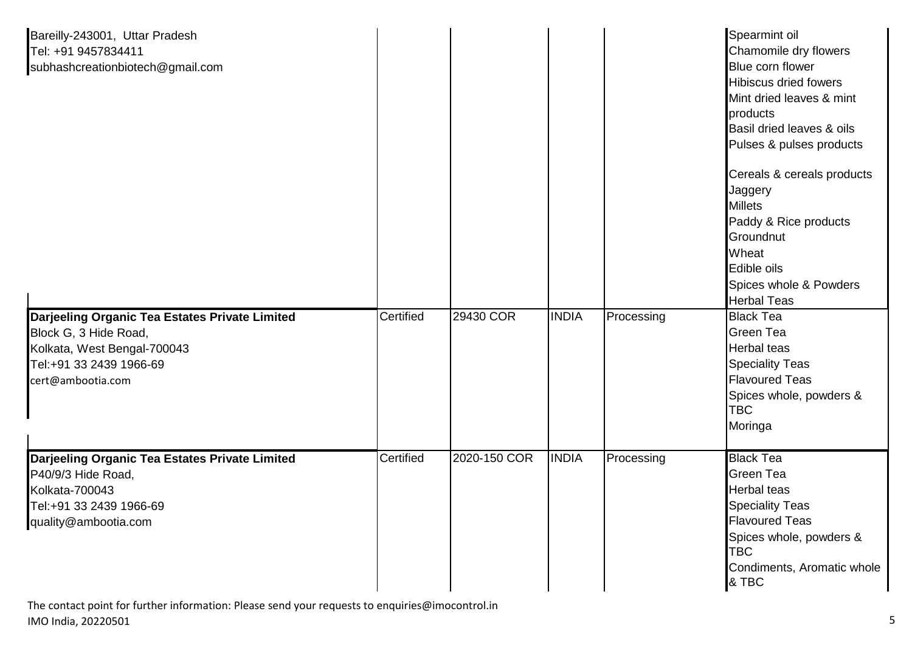| | | | | | |
|---|---|---|---|---|---|
| Bareilly-243001, Uttar Pradesh<br>Tel: +91 9457834411<br>subhashcreationbiotech@gmail.com | | | | | Spearmint oil<br>Chamomile dry flowers<br>Blue corn flower<br>Hibiscus dried fowers<br>Mint dried leaves & mint products<br>Basil dried leaves & oils<br>Pulses & pulses products<br><br>Cereals & cereals products<br>Jaggery<br>Millets<br>Paddy & Rice products<br>Groundnut<br>Wheat<br>Edible oils<br>Spices whole & Powders<br>Herbal Teas |
| **Darjeeling Organic Tea Estates Private Limited**<br>Block G, 3 Hide Road,<br>Kolkata, West Bengal-700043<br>Tel:+91 33 2439 1966-69<br>cert@ambootia.com | Certified | 29430 COR | INDIA | Processing | Black Tea<br>Green Tea<br>Herbal teas<br>Speciality Teas<br>Flavoured Teas<br>Spices whole, powders & TBC<br>Moringa |
| **Darjeeling Organic Tea Estates Private Limited**<br>P40/9/3 Hide Road,<br>Kolkata-700043<br>Tel:+91 33 2439 1966-69<br>quality@ambootia.com | Certified | 2020-150 COR | INDIA | Processing | Black Tea<br>Green Tea<br>Herbal teas<br>Speciality Teas<br>Flavoured Teas<br>Spices whole, powders & TBC<br>Condiments, Aromatic whole & TBC |

The contact point for further information: Please send your requests to enquiries@imocontrol.in
IMO India, 20220501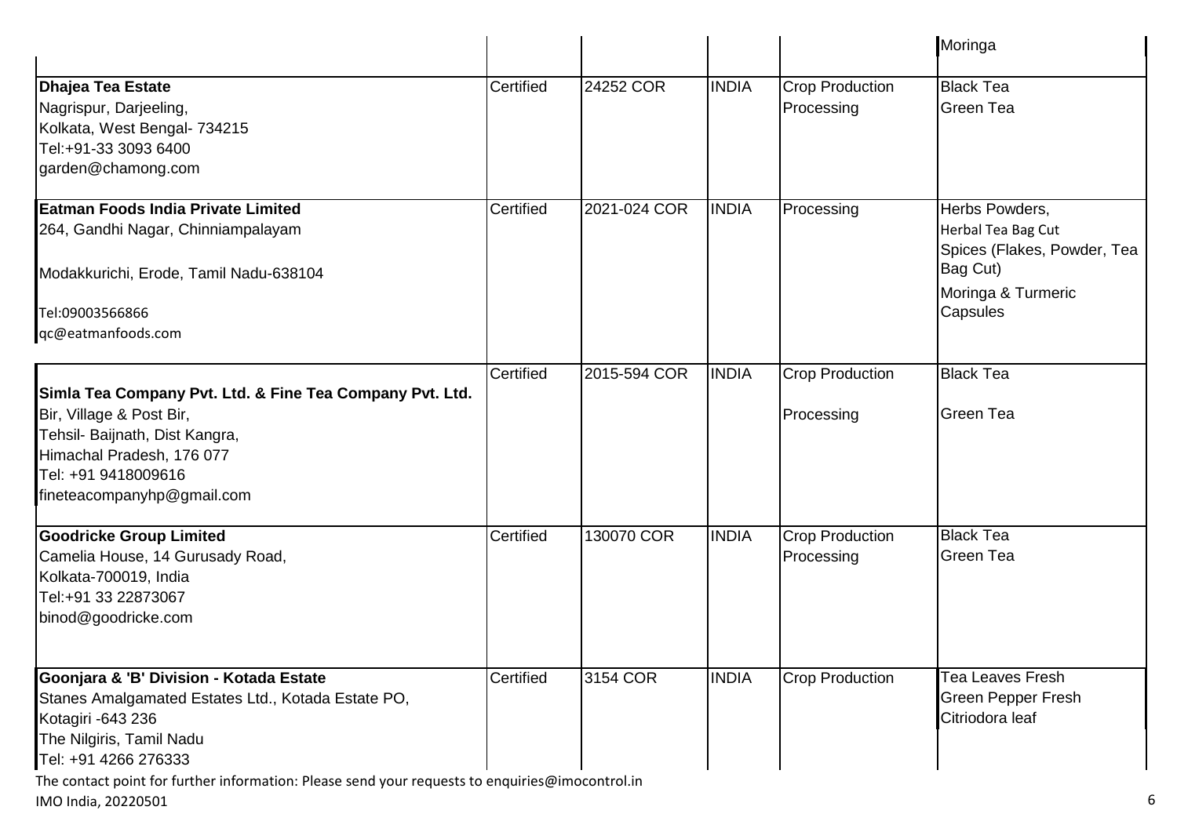| | | | | | |
|---|---|---|---|---|---|
| | | | | | Moringa |
| **Dhajea Tea Estate**<br>Nagrispur, Darjeeling,<br>Kolkata, West Bengal- 734215<br>Tel:+91-33 3093 6400<br>garden@chamong.com | Certified | 24252 COR | INDIA | Crop Production<br>Processing | Black Tea<br>Green Tea |
| **Eatman Foods India Private Limited**<br>264, Gandhi Nagar, Chinniampalayam<br>Modakkurichi, Erode, Tamil Nadu-638104<br>Tel:09003566866<br>qc@eatmanfoods.com | Certified | 2021-024 COR | INDIA | Processing | Herbs Powders,<br>Herbal Tea Bag Cut<br>Spices (Flakes, Powder, Tea Bag Cut)<br>Moringa & Turmeric Capsules |
| **Simla Tea Company Pvt. Ltd. & Fine Tea Company Pvt. Ltd.**<br>Bir, Village & Post Bir,<br>Tehsil- Baijnath, Dist Kangra,<br>Himachal Pradesh, 176 077<br>Tel: +91 9418009616<br>fineteacompanyhp@gmail.com | Certified | 2015-594 COR | INDIA | Crop Production<br>Processing | Black Tea<br>Green Tea |
| **Goodricke Group Limited**<br>Camelia House, 14 Gurusady Road,<br>Kolkata-700019, India<br>Tel:+91 33 22873067<br>binod@goodricke.com | Certified | 130070 COR | INDIA | Crop Production<br>Processing | Black Tea<br>Green Tea |
| **Goonjara & 'B' Division - Kotada Estate**<br>Stanes Amalgamated Estates Ltd., Kotada Estate PO,<br>Kotagiri -643 236<br>The Nilgiris, Tamil Nadu<br>Tel: +91 4266 276333 | Certified | 3154 COR | INDIA | Crop Production | Tea Leaves Fresh<br>Green Pepper Fresh<br>Citriodora leaf |

The contact point for further information: Please send your requests to enquiries@imocontrol.in

IMO India, 20220501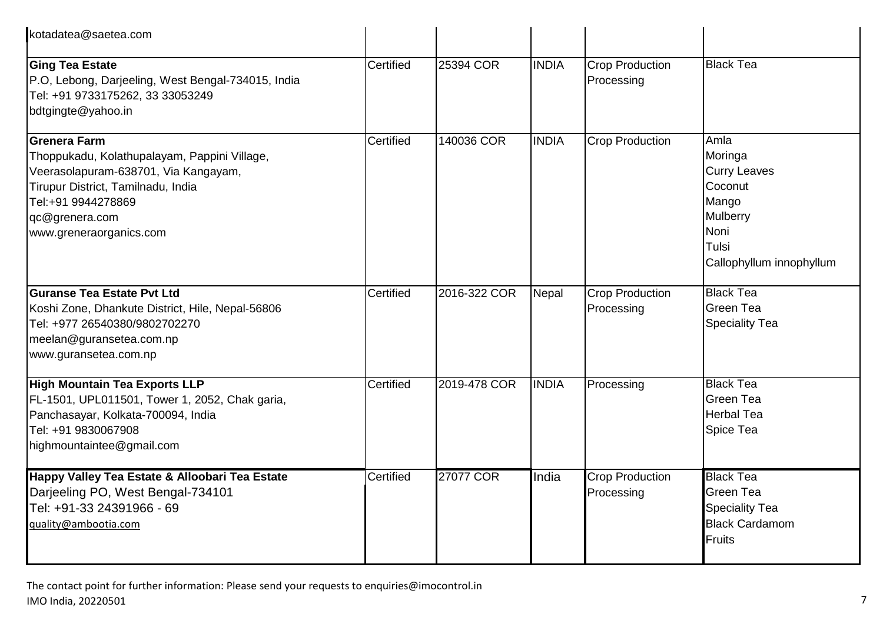| | | | | | |
|---|---|---|---|---|---|
| kotadatea@saetea.com | | | | | |
| **Ging Tea Estate**<br>P.O, Lebong, Darjeeling, West Bengal-734015, India<br>Tel: +91 9733175262, 33 33053249<br>bdtgingte@yahoo.in | Certified | 25394 COR | INDIA | Crop Production<br>Processing | Black Tea |
| **Grenera Farm**<br>Thoppukadu, Kolathupalayam, Pappini Village,<br>Veerasolapuram-638701, Via Kangayam,<br>Tirupur District, Tamilnadu, India<br>Tel:+91 9944278869<br>qc@grenera.com<br>www.greneraorganics.com | Certified | 140036 COR | INDIA | Crop Production | Amla<br>Moringa<br>Curry Leaves<br>Coconut<br>Mango<br>Mulberry<br>Noni<br>Tulsi<br>Callophyllum innophyllum |
| **Guranse Tea Estate Pvt Ltd**<br>Koshi Zone, Dhankute District, Hile, Nepal-56806<br>Tel: +977 26540380/9802702270<br>meelan@guransetea.com.np<br>www.guransetea.com.np | Certified | 2016-322 COR | Nepal | Crop Production<br>Processing | Black Tea<br>Green Tea<br>Speciality Tea |
| **High Mountain Tea Exports LLP**<br>FL-1501, UPL011501, Tower 1, 2052, Chak garia,<br>Panchasayar, Kolkata-700094, India<br>Tel: +91 9830067908<br>highmountaintee@gmail.com | Certified | 2019-478 COR | INDIA | Processing | Black Tea<br>Green Tea<br>Herbal Tea<br>Spice Tea |
| **Happy Valley Tea Estate & Alloobari Tea Estate**<br>Darjeeling PO, West Bengal-734101<br>Tel: +91-33 24391966 - 69<br>quality@ambootia.com | Certified | 27077 COR | India | Crop Production<br>Processing | Black Tea<br>Green Tea<br>Speciality Tea<br>Black Cardamom<br>Fruits |

The contact point for further information: Please send your requests to enquiries@imocontrol.in
IMO India, 20220501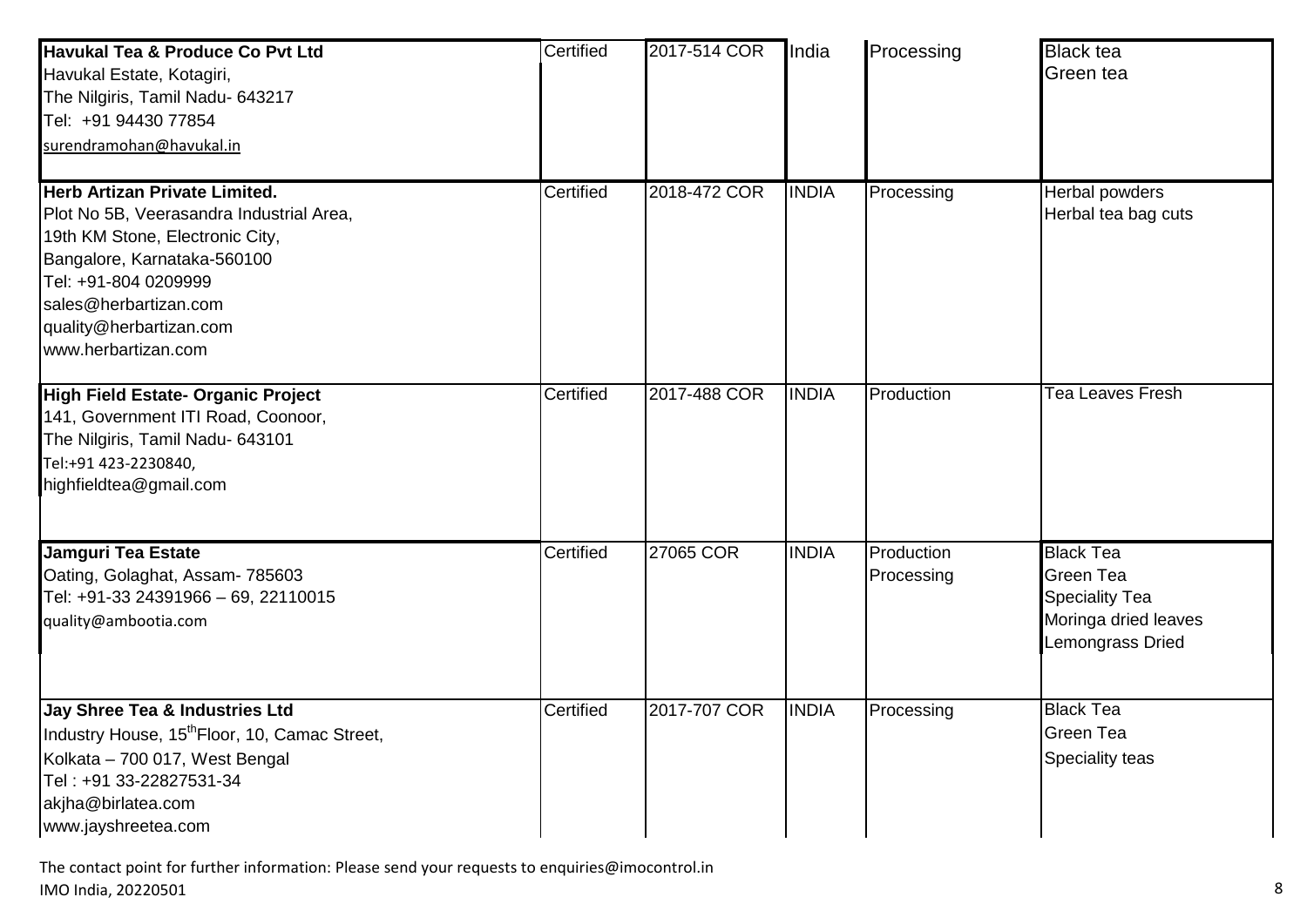| | | | | | |
|---|---|---|---|---|---|
| **Havukal Tea & Produce Co Pvt Ltd**<br>Havukal Estate, Kotagiri,<br>The Nilgiris, Tamil Nadu- 643217<br>Tel: +91 94430 77854<br>surendramohan@havukal.in | Certified | 2017-514 COR | India | Processing | Black tea<br>Green tea |
| **Herb Artizan Private Limited.**<br>Plot No 5B, Veerasandra Industrial Area,<br>19th KM Stone, Electronic City,<br>Bangalore, Karnataka-560100<br>Tel: +91-804 0209999<br>sales@herbartizan.com<br>quality@herbartizan.com<br>www.herbartizan.com | Certified | 2018-472 COR | INDIA | Processing | Herbal powders<br>Herbal tea bag cuts |
| **High Field Estate- Organic Project**<br>141, Government ITI Road, Coonoor,<br>The Nilgiris, Tamil Nadu- 643101<br>Tel:+91 423-2230840,<br>highfieldtea@gmail.com | Certified | 2017-488 COR | INDIA | Production | Tea Leaves Fresh |
| **Jamguri Tea Estate**<br>Oating, Golaghat, Assam- 785603<br>Tel: +91-33 24391966 – 69, 22110015<br>quality@ambootia.com | Certified | 27065 COR | INDIA | Production<br>Processing | Black Tea<br>Green Tea<br>Speciality Tea<br>Moringa dried leaves<br>Lemongrass Dried |
| **Jay Shree Tea & Industries Ltd**<br>Industry House, 15th Floor, 10, Camac Street,<br>Kolkata – 700 017, West Bengal<br>Tel : +91 33-22827531-34<br>akjha@birlatea.com<br>www.jayshreetea.com | Certified | 2017-707 COR | INDIA | Processing | Black Tea<br>Green Tea<br>Speciality teas |

The contact point for further information: Please send your requests to enquiries@imocontrol.in
IMO India, 20220501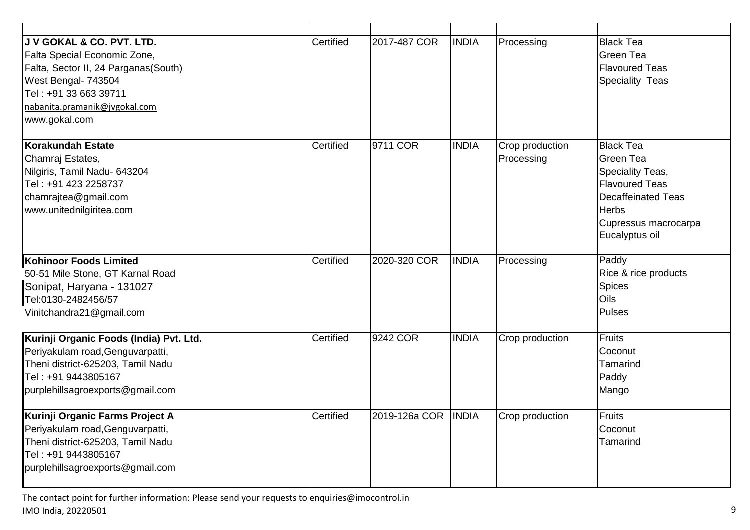| | | | | | |
|---|---|---|---|---|---|
| **J V GOKAL & CO. PVT. LTD.**<br>Falta Special Economic Zone,<br>Falta, Sector II, 24 Parganas(South)<br>West Bengal- 743504<br>Tel : +91 33 663 39711<br>nabanita.pramanik@jvgokal.com<br>www.gokal.com | Certified | 2017-487 COR | INDIA | Processing | Black Tea<br>Green Tea<br>Flavoured Teas<br>Speciality Teas |
| **Korakundah Estate**<br>Chamraj Estates,<br>Nilgiris, Tamil Nadu- 643204<br>Tel : +91 423 2258737<br>chamrajtea@gmail.com<br>www.unitednilgiritea.com | Certified | 9711 COR | INDIA | Crop production<br>Processing | Black Tea<br>Green Tea<br>Speciality Teas,<br>Flavoured Teas<br>Decaffeinated Teas<br>Herbs<br>Cupressus macrocarpa<br>Eucalyptus oil |
| **Kohinoor Foods Limited**<br>50-51 Mile Stone, GT Karnal Road<br>Sonipat, Haryana - 131027<br>Tel:0130-2482456/57<br>Vinitchandra21@gmail.com | Certified | 2020-320 COR | INDIA | Processing | Paddy<br>Rice & rice products<br>Spices<br>Oils<br>Pulses |
| **Kurinji Organic Foods (India) Pvt. Ltd.**<br>Periyakulam road,Genguvarpatti,<br>Theni district-625203, Tamil Nadu<br>Tel : +91 9443805167<br>purplehillsagroexports@gmail.com | Certified | 9242 COR | INDIA | Crop production | Fruits<br>Coconut<br>Tamarind<br>Paddy<br>Mango |
| **Kurinji Organic Farms Project A**<br>Periyakulam road,Genguvarpatti,<br>Theni district-625203, Tamil Nadu<br>Tel : +91 9443805167<br>purplehillsagroexports@gmail.com | Certified | 2019-126a COR | INDIA | Crop production | Fruits<br>Coconut<br>Tamarind |

The contact point for further information: Please send your requests to enquiries@imocontrol.in
IMO India, 20220501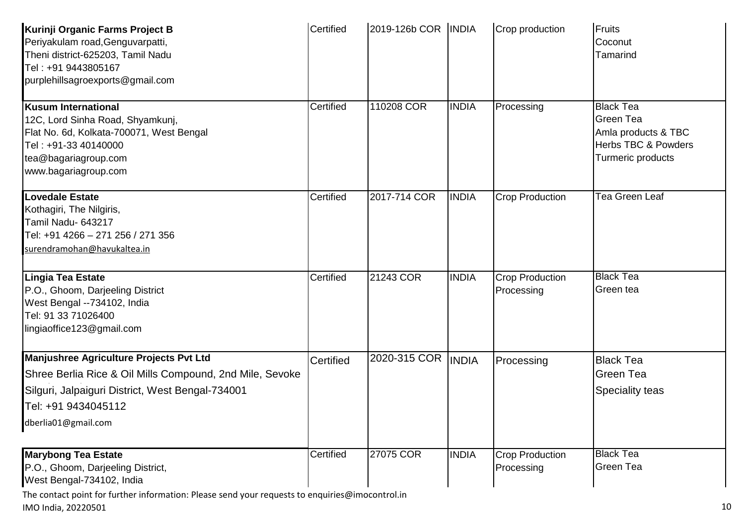| | | | | | |
|---|---|---|---|---|---|
| **Kurinji Organic Farms Project B**<br>Periyakulam road,Genguvarpatti,<br>Theni district-625203, Tamil Nadu<br>Tel : +91 9443805167<br>purplehillsagroexports@gmail.com | Certified | 2019-126b COR | INDIA | Crop production | Fruits<br>Coconut<br>Tamarind |
| **Kusum International**<br>12C, Lord Sinha Road, Shyamkunj,<br>Flat No. 6d, Kolkata-700071, West Bengal<br>Tel : +91-33 40140000<br>tea@bagariagroup.com<br>www.bagariagroup.com | Certified | 110208 COR | INDIA | Processing | Black Tea<br>Green Tea<br>Amla products & TBC<br>Herbs TBC & Powders<br>Turmeric products |
| **Lovedale Estate**<br>Kothagiri, The Nilgiris,<br>Tamil Nadu- 643217<br>Tel: +91 4266 – 271 256 / 271 356<br>surendramohan@havukaltea.in | Certified | 2017-714 COR | INDIA | Crop Production | Tea Green Leaf |
| **Lingia Tea Estate**<br>P.O., Ghoom, Darjeeling District<br>West Bengal --734102, India<br>Tel: 91 33 71026400<br>lingiaoffice123@gmail.com | Certified | 21243 COR | INDIA | Crop Production<br>Processing | Black Tea<br>Green tea |
| **Manjushree Agriculture Projects Pvt Ltd**<br>Shree Berlia Rice & Oil Mills Compound, 2nd Mile, Sevoke<br>Silguri, Jalpaiguri District, West Bengal-734001<br>Tel: +91 9434045112<br>dberlia01@gmail.com | Certified | 2020-315 COR | INDIA | Processing | Black Tea<br>Green Tea<br>Speciality teas |
| **Marybong Tea Estate**<br>P.O., Ghoom, Darjeeling District,<br>West Bengal-734102, India | Certified | 27075 COR | INDIA | Crop Production<br>Processing | Black Tea<br>Green Tea |

The contact point for further information: Please send your requests to enquiries@imocontrol.in

IMO India, 20220501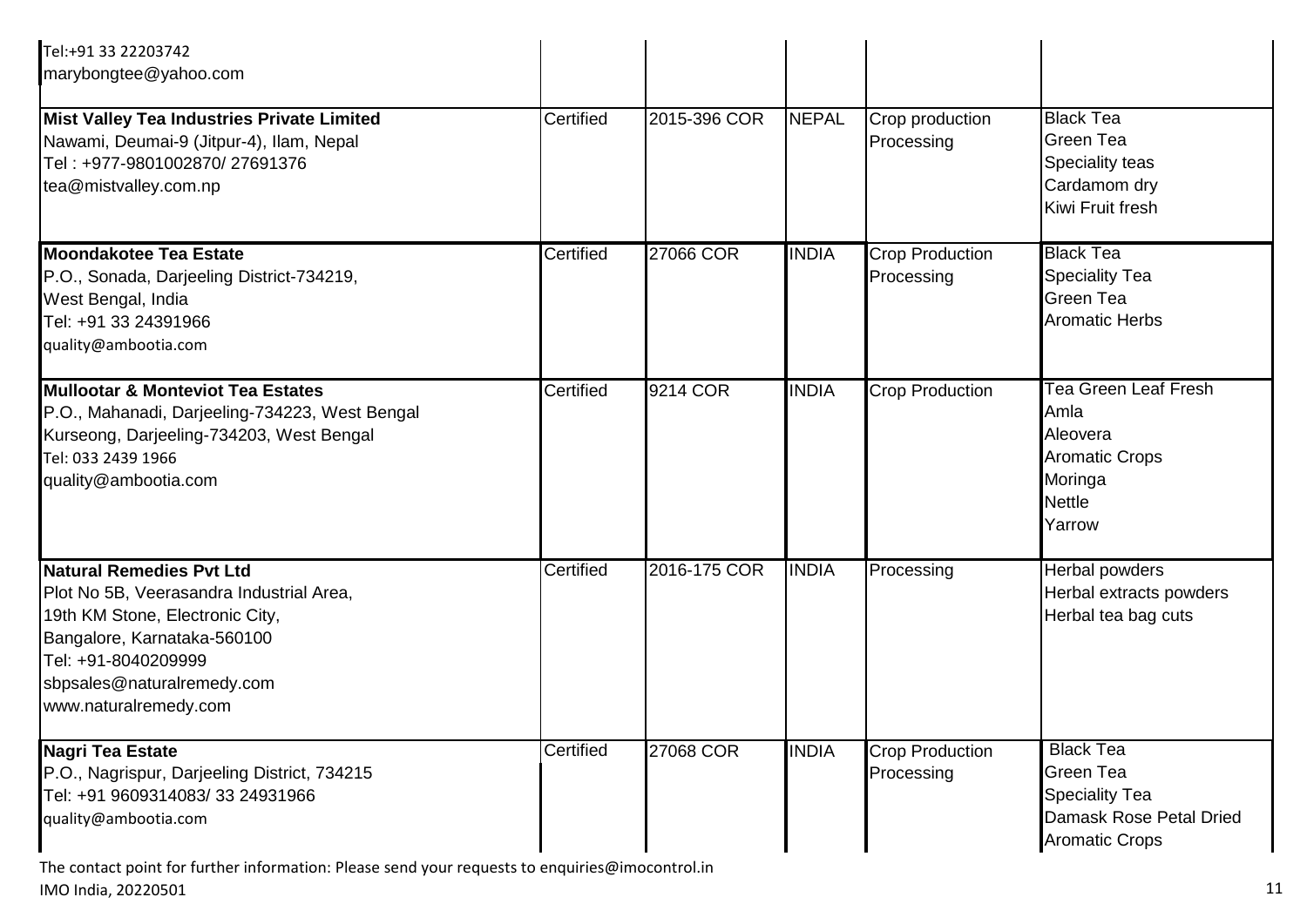| | | | | | |
|---|---|---|---|---|---|
| Tel:+91 33 22203742<br>marybongtee@yahoo.com | | | | | |
| **Mist Valley Tea Industries Private Limited**<br>Nawami, Deumai-9 (Jitpur-4), Ilam, Nepal<br>Tel : +977-9801002870/ 27691376<br>tea@mistvalley.com.np | Certified | 2015-396 COR | NEPAL | Crop production<br>Processing | Black Tea<br>Green Tea<br>Speciality teas<br>Cardamom dry<br>Kiwi Fruit fresh |
| **Moondakotee Tea Estate**<br>P.O., Sonada, Darjeeling District-734219,<br>West Bengal, India<br>Tel: +91 33 24391966<br>quality@ambootia.com | Certified | 27066 COR | INDIA | Crop Production<br>Processing | Black Tea<br>Speciality Tea<br>Green Tea<br>Aromatic Herbs |
| **Mullootar & Monteviot Tea Estates**<br>P.O., Mahanadi, Darjeeling-734223, West Bengal<br>Kurseong, Darjeeling-734203, West Bengal<br>Tel: 033 2439 1966<br>quality@ambootia.com | Certified | 9214 COR | INDIA | Crop Production | Tea Green Leaf Fresh<br>Amla<br>Aleovera<br>Aromatic Crops<br>Moringa<br>Nettle<br>Yarrow |
| **Natural Remedies Pvt Ltd**<br>Plot No 5B, Veerasandra Industrial Area,<br>19th KM Stone, Electronic City,<br>Bangalore, Karnataka-560100<br>Tel: +91-8040209999<br>sbpsales@naturalremedy.com<br>www.naturalremedy.com | Certified | 2016-175 COR | INDIA | Processing | Herbal powders<br>Herbal extracts powders<br>Herbal tea bag cuts |
| **Nagri Tea Estate**<br>P.O., Nagrispur, Darjeeling District, 734215<br>Tel: +91 9609314083/ 33 24931966<br>quality@ambootia.com | Certified | 27068 COR | INDIA | Crop Production<br>Processing | Black Tea<br>Green Tea<br>Speciality Tea<br>Damask Rose Petal Dried<br>Aromatic Crops |

The contact point for further information: Please send your requests to enquiries@imocontrol.in
IMO India, 20220501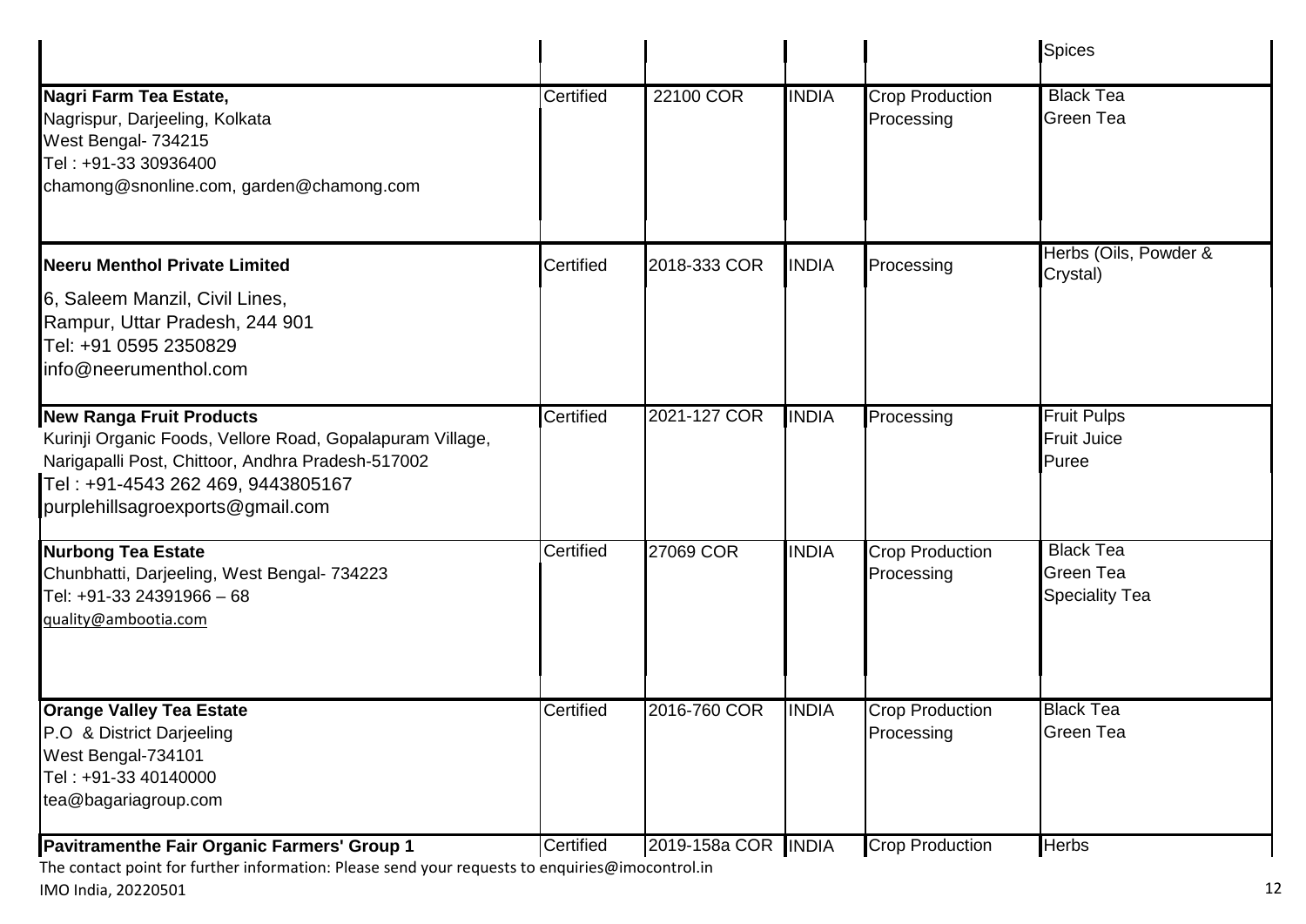| | | | | | |
|---|---|---|---|---|---|
| | | | | | Spices |
| **Nagri Farm Tea Estate,**<br>Nagrispur, Darjeeling, Kolkata<br>West Bengal- 734215<br>Tel : +91-33 30936400<br>chamong@snonline.com, garden@chamong.com | Certified | 22100 COR | INDIA | Crop Production<br>Processing | Black Tea<br>Green Tea |
| **Neeru Menthol Private Limited**<br>6, Saleem Manzil, Civil Lines,<br>Rampur, Uttar Pradesh, 244 901<br>Tel: +91 0595 2350829<br>info@neerumenthol.com | Certified | 2018-333 COR | INDIA | Processing | Herbs (Oils, Powder & Crystal) |
| **New Ranga Fruit Products**<br>Kurinji Organic Foods, Vellore Road, Gopalapuram Village,<br>Narigapalli Post, Chittoor, Andhra Pradesh-517002<br>Tel : +91-4543 262 469, 9443805167<br>purplehillsagroexports@gmail.com | Certified | 2021-127 COR | INDIA | Processing | Fruit Pulps<br>Fruit Juice<br>Puree |
| **Nurbong Tea Estate**<br>Chunbhatti, Darjeeling, West Bengal- 734223<br>Tel: +91-33 24391966 – 68<br>quality@ambootia.com | Certified | 27069 COR | INDIA | Crop Production<br>Processing | Black Tea<br>Green Tea<br>Speciality Tea |
| **Orange Valley Tea Estate**<br>P.O & District Darjeeling<br>West Bengal-734101<br>Tel : +91-33 40140000<br>tea@bagariagroup.com | Certified | 2016-760 COR | INDIA | Crop Production<br>Processing | Black Tea<br>Green Tea |
| **Pavitramenthe Fair Organic Farmers' Group 1** | Certified | 2019-158a COR | INDIA | Crop Production | Herbs |

The contact point for further information: Please send your requests to enquiries@imocontrol.in

IMO India, 20220501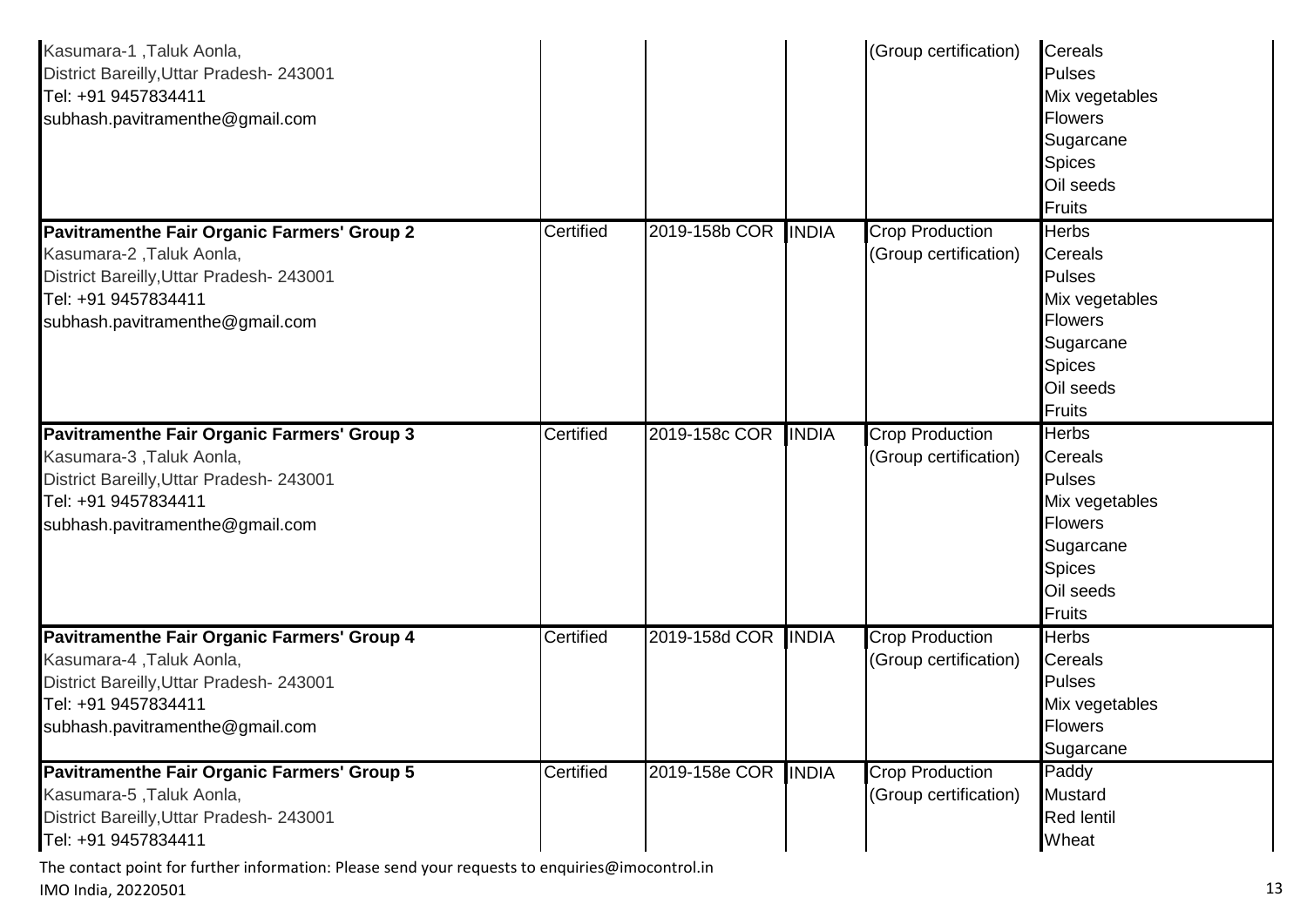| | | | | | |
|---|---|---|---|---|---|
| Kasumara-1 ,Taluk Aonla,<br>District Bareilly,Uttar Pradesh- 243001<br>Tel: +91 9457834411<br>subhash.pavitramenthe@gmail.com | | | | (Group certification) | Cereals<br>Pulses<br>Mix vegetables<br>Flowers<br>Sugarcane<br>Spices<br>Oil seeds<br>Fruits |
| **Pavitramenthe Fair Organic Farmers' Group 2**<br>Kasumara-2 ,Taluk Aonla,<br>District Bareilly,Uttar Pradesh- 243001<br>Tel: +91 9457834411<br>subhash.pavitramenthe@gmail.com | Certified | 2019-158b COR | INDIA | Crop Production<br>(Group certification) | Herbs<br>Cereals<br>Pulses<br>Mix vegetables<br>Flowers<br>Sugarcane<br>Spices<br>Oil seeds<br>Fruits |
| **Pavitramenthe Fair Organic Farmers' Group 3**<br>Kasumara-3 ,Taluk Aonla,<br>District Bareilly,Uttar Pradesh- 243001<br>Tel: +91 9457834411<br>subhash.pavitramenthe@gmail.com | Certified | 2019-158c COR | INDIA | Crop Production<br>(Group certification) | Herbs<br>Cereals<br>Pulses<br>Mix vegetables<br>Flowers<br>Sugarcane<br>Spices<br>Oil seeds<br>Fruits |
| **Pavitramenthe Fair Organic Farmers' Group 4**<br>Kasumara-4 ,Taluk Aonla,<br>District Bareilly,Uttar Pradesh- 243001<br>Tel: +91 9457834411<br>subhash.pavitramenthe@gmail.com | Certified | 2019-158d COR | INDIA | Crop Production<br>(Group certification) | Herbs<br>Cereals<br>Pulses<br>Mix vegetables<br>Flowers<br>Sugarcane |
| **Pavitramenthe Fair Organic Farmers' Group 5**<br>Kasumara-5 ,Taluk Aonla,<br>District Bareilly,Uttar Pradesh- 243001<br>Tel: +91 9457834411 | Certified | 2019-158e COR | INDIA | Crop Production<br>(Group certification) | Paddy<br>Mustard<br>Red lentil<br>Wheat |

The contact point for further information: Please send your requests to enquiries@imocontrol.in
IMO India, 20220501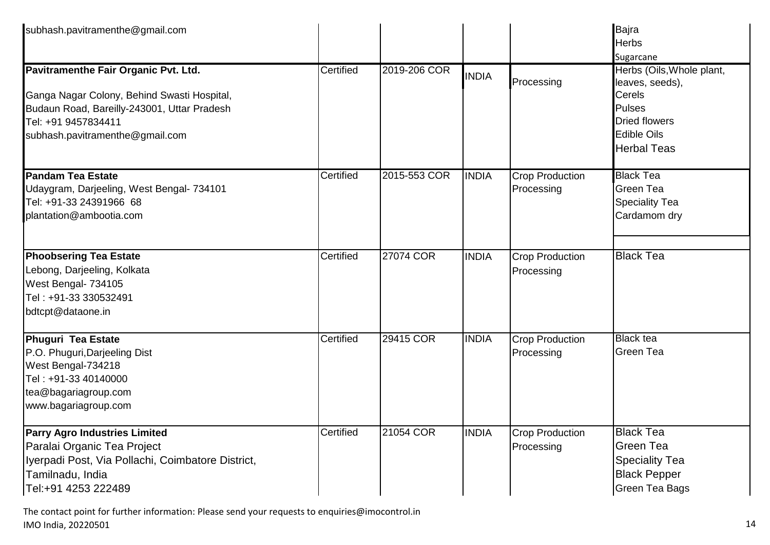| | | | | | |
|---|---|---|---|---|---|
| subhash.pavitramenthe@gmail.com | | | | | Bajra<br>Herbs<br>Sugarcane |
| **Pavitramenthe Fair Organic Pvt. Ltd.**<br><br>Ganga Nagar Colony, Behind Swasti Hospital,<br>Budaun Road, Bareilly-243001, Uttar Pradesh<br>Tel: +91 9457834411<br>subhash.pavitramenthe@gmail.com | Certified | 2019-206 COR | INDIA | Processing | Herbs (Oils,Whole plant, leaves, seeds),<br>Cerels<br>Pulses<br>Dried flowers<br>Edible Oils<br>Herbal Teas |
| **Pandam Tea Estate**<br>Udaygram, Darjeeling, West Bengal- 734101<br>Tel: +91-33 24391966 68<br>plantation@ambootia.com | Certified | 2015-553 COR | INDIA | Crop Production<br>Processing | Black Tea<br>Green Tea<br>Speciality Tea<br>Cardamom dry |
| **Phoobsering Tea Estate**<br>Lebong, Darjeeling, Kolkata<br>West Bengal- 734105<br>Tel : +91-33 330532491<br>bdtcpt@dataone.in | Certified | 27074 COR | INDIA | Crop Production<br>Processing | Black Tea |
| **Phuguri Tea Estate**<br>P.O. Phuguri,Darjeeling Dist<br>West Bengal-734218<br>Tel : +91-33 40140000<br>tea@bagariagroup.com<br>www.bagariagroup.com | Certified | 29415 COR | INDIA | Crop Production<br>Processing | Black tea<br>Green Tea |
| **Parry Agro Industries Limited**<br>Paralai Organic Tea Project<br>Iyerpadi Post, Via Pollachi, Coimbatore District,<br>Tamilnadu, India<br>Tel:+91 4253 222489 | Certified | 21054 COR | INDIA | Crop Production<br>Processing | Black Tea<br>Green Tea<br>Speciality Tea<br>Black Pepper<br>Green Tea Bags |

The contact point for further information: Please send your requests to enquiries@imocontrol.in
IMO India, 20220501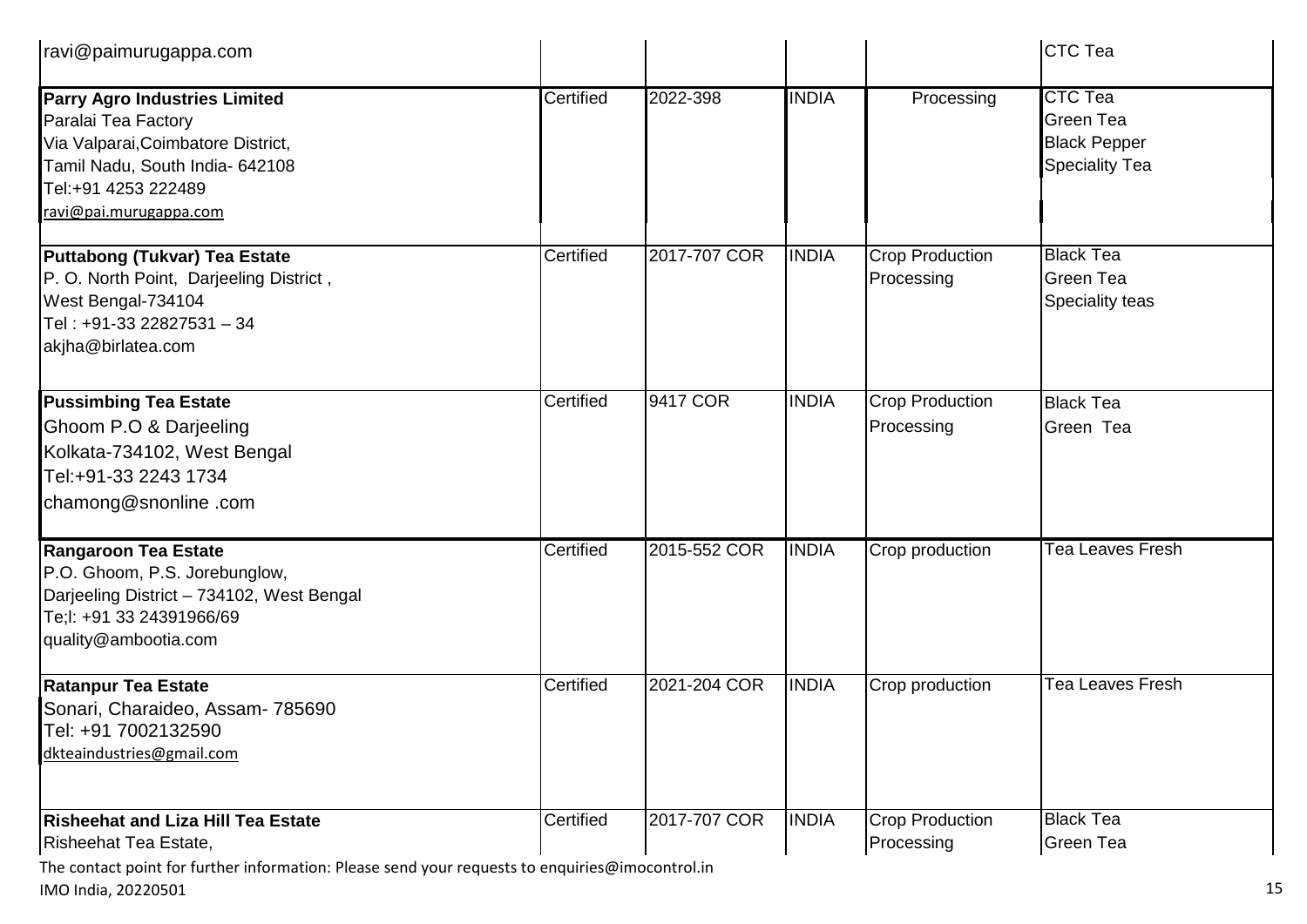| | | | | | |
|---|---|---|---|---|---|
| ravi@paimurugappa.com | | | | | CTC Tea |
| **Parry Agro Industries Limited**<br>Paralai Tea Factory<br>Via Valparai,Coimbatore District,<br>Tamil Nadu, South India- 642108<br>Tel:+91 4253 222489<br>ravi@pai.murugappa.com | Certified | 2022-398 | INDIA | Processing | CTC Tea<br>Green Tea<br>Black Pepper<br>Speciality Tea |
| **Puttabong (Tukvar) Tea Estate**<br>P. O. North Point, Darjeeling District ,<br>West Bengal-734104<br>Tel : +91-33 22827531 – 34<br>akjha@birlatea.com | Certified | 2017-707 COR | INDIA | Crop Production<br>Processing | Black Tea<br>Green Tea<br>Speciality teas |
| **Pussimbing Tea Estate**<br>Ghoom P.O & Darjeeling<br>Kolkata-734102, West Bengal<br>Tel:+91-33 2243 1734<br>chamong@snonline .com | Certified | 9417 COR | INDIA | Crop Production<br>Processing | Black Tea<br>Green Tea |
| **Rangaroon Tea Estate**<br>P.O. Ghoom, P.S. Jorebunglow,<br>Darjeeling District – 734102, West Bengal<br>Te;l: +91 33 24391966/69<br>quality@ambootia.com | Certified | 2015-552 COR | INDIA | Crop production | Tea Leaves Fresh |
| **Ratanpur Tea Estate**<br>Sonari, Charaideo, Assam- 785690<br>Tel: +91 7002132590<br>dkteaindustries@gmail.com | Certified | 2021-204 COR | INDIA | Crop production | Tea Leaves Fresh |
| **Risheehat and Liza Hill Tea Estate**<br>Risheehat Tea Estate, | Certified | 2017-707 COR | INDIA | Crop Production<br>Processing | Black Tea<br>Green Tea |

The contact point for further information: Please send your requests to enquiries@imocontrol.in

IMO India, 20220501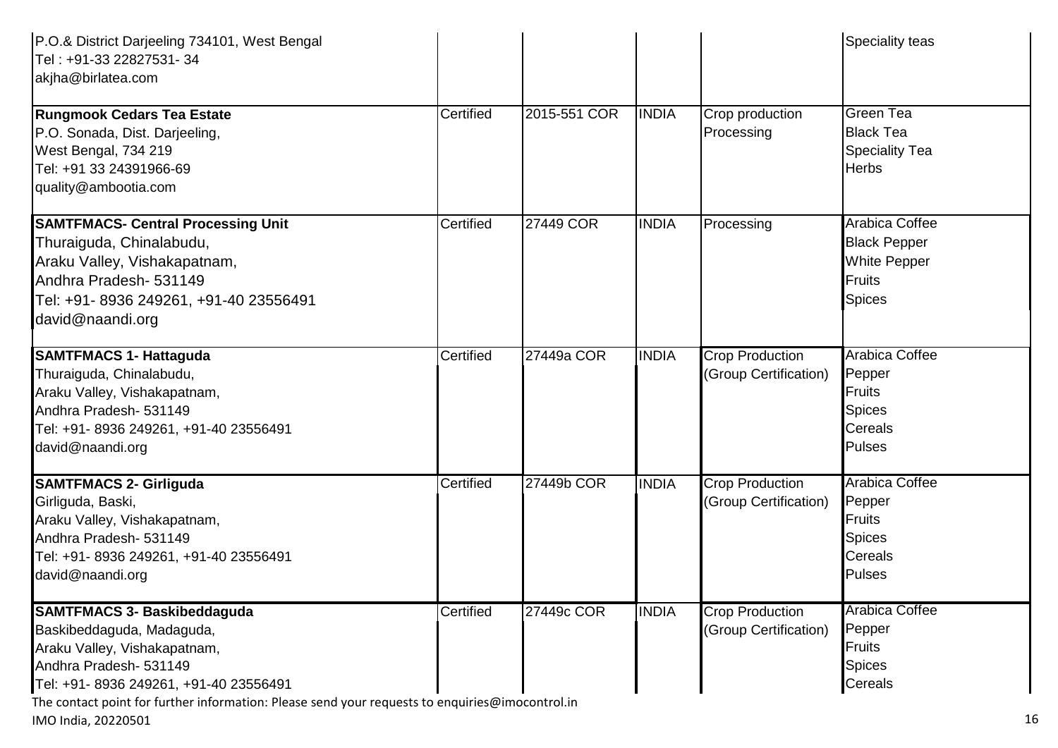| | | | | | |
|---|---|---|---|---|---|
| P.O.& District Darjeeling 734101, West Bengal<br>Tel : +91-33 22827531- 34<br>akjha@birlatea.com | | | | | Speciality teas |
| **Rungmook Cedars Tea Estate**<br>P.O. Sonada, Dist. Darjeeling,<br>West Bengal, 734 219<br>Tel: +91 33 24391966-69<br>quality@ambootia.com | Certified | 2015-551 COR | INDIA | Crop production<br>Processing | Green Tea<br>Black Tea<br>Speciality Tea<br>Herbs |
| **SAMTFMACS- Central Processing Unit**<br>Thuraiguda, Chinalabudu,<br>Araku Valley, Vishakapatnam,<br>Andhra Pradesh- 531149<br>Tel: +91- 8936 249261, +91-40 23556491<br>david@naandi.org | Certified | 27449 COR | INDIA | Processing | Arabica Coffee<br>Black Pepper<br>White Pepper<br>Fruits<br>Spices |
| **SAMTFMACS 1- Hattaguda**<br>Thuraiguda, Chinalabudu,<br>Araku Valley, Vishakapatnam,<br>Andhra Pradesh- 531149<br>Tel: +91- 8936 249261, +91-40 23556491<br>david@naandi.org | Certified | 27449a COR | INDIA | Crop Production<br>(Group Certification) | Arabica Coffee<br>Pepper<br>Fruits<br>Spices<br>Cereals<br>Pulses |
| **SAMTFMACS 2- Girliguda**<br>Girliguda, Baski,<br>Araku Valley, Vishakapatnam,<br>Andhra Pradesh- 531149<br>Tel: +91- 8936 249261, +91-40 23556491<br>david@naandi.org | Certified | 27449b COR | INDIA | Crop Production<br>(Group Certification) | Arabica Coffee<br>Pepper<br>Fruits<br>Spices<br>Cereals<br>Pulses |
| **SAMTFMACS 3- Baskibeddaguda**<br>Baskibeddaguda, Madaguda,<br>Araku Valley, Vishakapatnam,<br>Andhra Pradesh- 531149<br>Tel: +91- 8936 249261, +91-40 23556491 | Certified | 27449c COR | INDIA | Crop Production<br>(Group Certification) | Arabica Coffee<br>Pepper<br>Fruits<br>Spices<br>Cereals |

The contact point for further information: Please send your requests to enquiries@imocontrol.in

IMO India, 20220501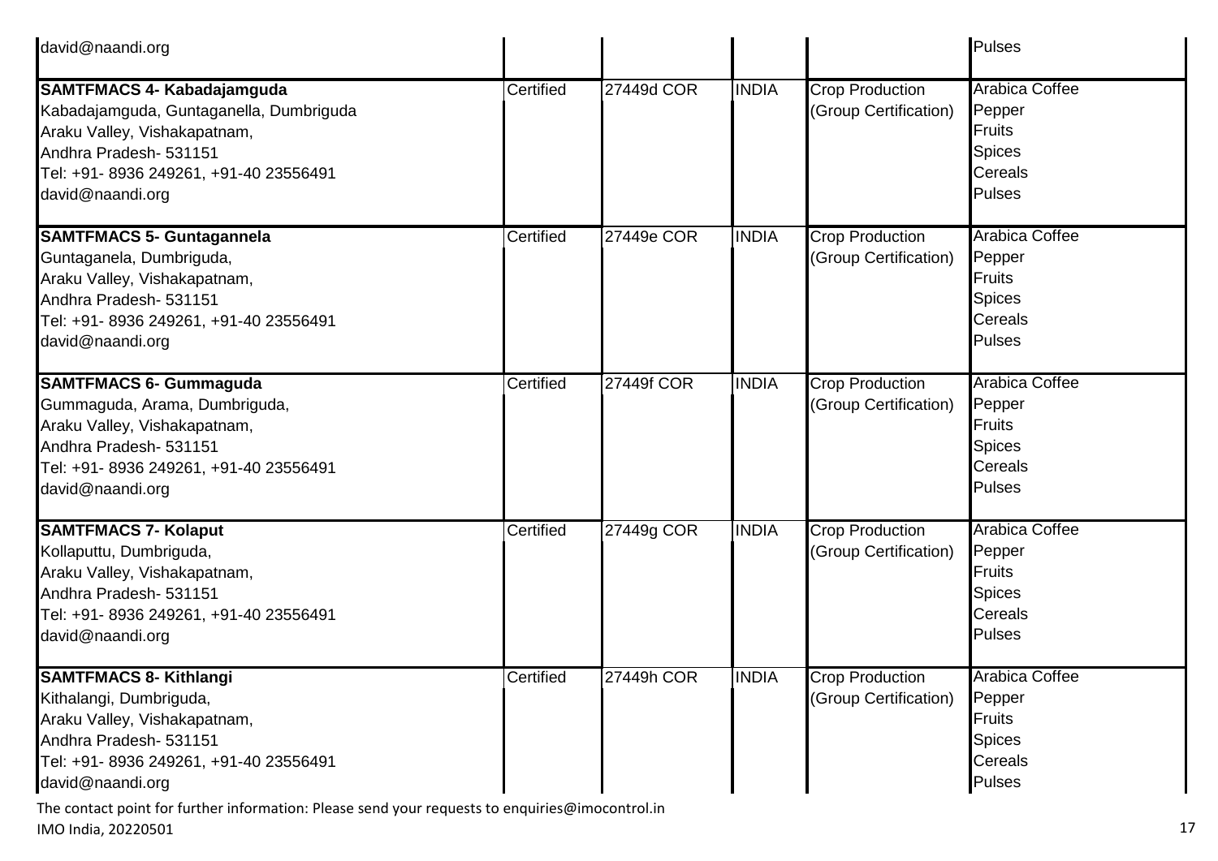| | | | | | |
|---|---|---|---|---|---|
| david@naandi.org | | | | | Pulses |
| **SAMTFMACS 4- Kabadajamguda**<br>Kabadajamguda, Guntaganella, Dumbriguda<br>Araku Valley, Vishakapatnam,<br>Andhra Pradesh- 531151<br>Tel: +91- 8936 249261, +91-40 23556491<br>david@naandi.org | Certified | 27449d COR | INDIA | Crop Production (Group Certification) | Arabica Coffee<br>Pepper<br>Fruits<br>Spices<br>Cereals<br>Pulses |
| **SAMTFMACS 5- Guntagannela**<br>Guntaganela, Dumbriguda,<br>Araku Valley, Vishakapatnam,<br>Andhra Pradesh- 531151<br>Tel: +91- 8936 249261, +91-40 23556491<br>david@naandi.org | Certified | 27449e COR | INDIA | Crop Production (Group Certification) | Arabica Coffee<br>Pepper<br>Fruits<br>Spices<br>Cereals<br>Pulses |
| **SAMTFMACS 6- Gummaguda**<br>Gummaguda, Arama, Dumbriguda,<br>Araku Valley, Vishakapatnam,<br>Andhra Pradesh- 531151<br>Tel: +91- 8936 249261, +91-40 23556491<br>david@naandi.org | Certified | 27449f COR | INDIA | Crop Production (Group Certification) | Arabica Coffee<br>Pepper<br>Fruits<br>Spices<br>Cereals<br>Pulses |
| **SAMTFMACS 7- Kolaput**<br>Kollaputtu, Dumbriguda,<br>Araku Valley, Vishakapatnam,<br>Andhra Pradesh- 531151<br>Tel: +91- 8936 249261, +91-40 23556491<br>david@naandi.org | Certified | 27449g COR | INDIA | Crop Production (Group Certification) | Arabica Coffee<br>Pepper<br>Fruits<br>Spices<br>Cereals<br>Pulses |
| **SAMTFMACS 8- Kithlangi**<br>Kithalangi, Dumbriguda,<br>Araku Valley, Vishakapatnam,<br>Andhra Pradesh- 531151<br>Tel: +91- 8936 249261, +91-40 23556491<br>david@naandi.org | Certified | 27449h COR | INDIA | Crop Production (Group Certification) | Arabica Coffee<br>Pepper<br>Fruits<br>Spices<br>Cereals<br>Pulses |

The contact point for further information: Please send your requests to enquiries@imocontrol.in
IMO India, 20220501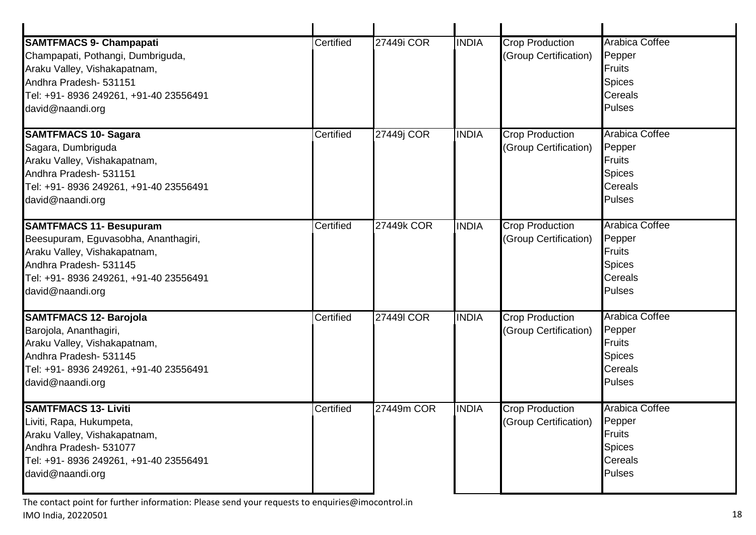| | | | | | |
|---|---|---|---|---|---|
| **SAMTFMACS 9- Champapati**<br>Champapati, Pothangi, Dumbriguda,<br>Araku Valley, Vishakapatnam,<br>Andhra Pradesh- 531151<br>Tel: +91- 8936 249261, +91-40 23556491<br>david@naandi.org | Certified | 27449i COR | INDIA | Crop Production<br>(Group Certification) | Arabica Coffee<br>Pepper<br>Fruits<br>Spices<br>Cereals<br>Pulses |
| **SAMTFMACS 10- Sagara**<br>Sagara, Dumbriguda<br>Araku Valley, Vishakapatnam,<br>Andhra Pradesh- 531151<br>Tel: +91- 8936 249261, +91-40 23556491<br>david@naandi.org | Certified | 27449j COR | INDIA | Crop Production<br>(Group Certification) | Arabica Coffee<br>Pepper<br>Fruits<br>Spices<br>Cereals<br>Pulses |
| **SAMTFMACS 11- Besupuram**<br>Beesupuram, Eguvasobha, Ananthagiri,<br>Araku Valley, Vishakapatnam,<br>Andhra Pradesh- 531145<br>Tel: +91- 8936 249261, +91-40 23556491<br>david@naandi.org | Certified | 27449k COR | INDIA | Crop Production<br>(Group Certification) | Arabica Coffee<br>Pepper<br>Fruits<br>Spices<br>Cereals<br>Pulses |
| **SAMTFMACS 12- Barojola**<br>Barojola, Ananthagiri,<br>Araku Valley, Vishakapatnam,<br>Andhra Pradesh- 531145<br>Tel: +91- 8936 249261, +91-40 23556491<br>david@naandi.org | Certified | 27449l COR | INDIA | Crop Production<br>(Group Certification) | Arabica Coffee<br>Pepper<br>Fruits<br>Spices<br>Cereals<br>Pulses |
| **SAMTFMACS 13- Liviti**<br>Liviti, Rapa, Hukumpeta,<br>Araku Valley, Vishakapatnam,<br>Andhra Pradesh- 531077<br>Tel: +91- 8936 249261, +91-40 23556491<br>david@naandi.org | Certified | 27449m COR | INDIA | Crop Production<br>(Group Certification) | Arabica Coffee<br>Pepper<br>Fruits<br>Spices<br>Cereals<br>Pulses |

The contact point for further information: Please send your requests to enquiries@imocontrol.in
IMO India, 20220501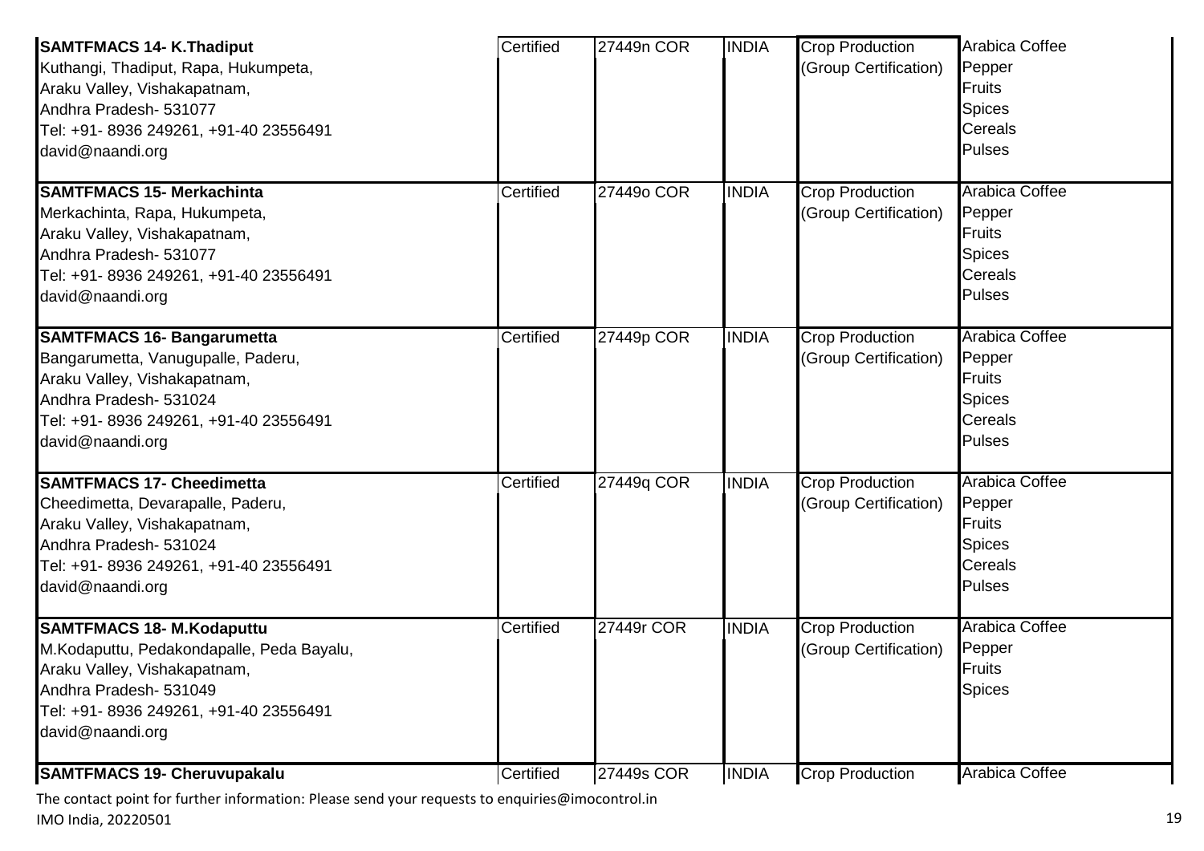| | | | | | |
|---|---|---|---|---|---|
| **SAMTFMACS 14- K.Thadiput**<br>Kuthangi, Thadiput, Rapa, Hukumpeta,<br>Araku Valley, Vishakapatnam,<br>Andhra Pradesh- 531077<br>Tel: +91- 8936 249261, +91-40 23556491<br>david@naandi.org | Certified | 27449n COR | INDIA | Crop Production<br>(Group Certification) | Arabica Coffee<br>Pepper<br>Fruits<br>Spices<br>Cereals<br>Pulses |
| **SAMTFMACS 15- Merkachinta**<br>Merkachinta, Rapa, Hukumpeta,<br>Araku Valley, Vishakapatnam,<br>Andhra Pradesh- 531077<br>Tel: +91- 8936 249261, +91-40 23556491<br>david@naandi.org | Certified | 27449o COR | INDIA | Crop Production<br>(Group Certification) | Arabica Coffee<br>Pepper<br>Fruits<br>Spices<br>Cereals<br>Pulses |
| **SAMTFMACS 16- Bangarumetta**<br>Bangarumetta, Vanugupalle, Paderu,<br>Araku Valley, Vishakapatnam,<br>Andhra Pradesh- 531024<br>Tel: +91- 8936 249261, +91-40 23556491<br>david@naandi.org | Certified | 27449p COR | INDIA | Crop Production<br>(Group Certification) | Arabica Coffee<br>Pepper<br>Fruits<br>Spices<br>Cereals<br>Pulses |
| **SAMTFMACS 17- Cheedimetta**<br>Cheedimetta, Devarapalle, Paderu,<br>Araku Valley, Vishakapatnam,<br>Andhra Pradesh- 531024<br>Tel: +91- 8936 249261, +91-40 23556491<br>david@naandi.org | Certified | 27449q COR | INDIA | Crop Production<br>(Group Certification) | Arabica Coffee<br>Pepper<br>Fruits<br>Spices<br>Cereals<br>Pulses |
| **SAMTFMACS 18- M.Kodaputtu**<br>M.Kodaputtu, Pedakondapalle, Peda Bayalu,<br>Araku Valley, Vishakapatnam,<br>Andhra Pradesh- 531049<br>Tel: +91- 8936 249261, +91-40 23556491<br>david@naandi.org | Certified | 27449r COR | INDIA | Crop Production<br>(Group Certification) | Arabica Coffee<br>Pepper<br>Fruits<br>Spices |
| **SAMTFMACS 19- Cheruvupakalu** | Certified | 27449s COR | INDIA | Crop Production | Arabica Coffee |

The contact point for further information: Please send your requests to enquiries@imocontrol.in
IMO India, 20220501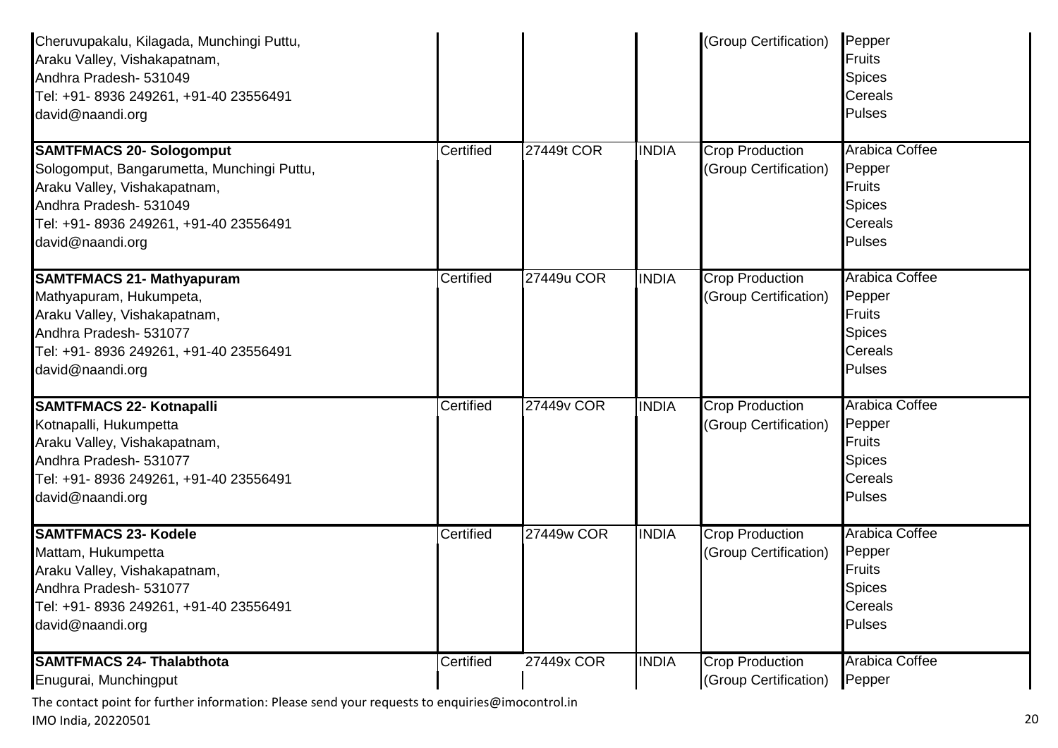| | | | | | |
|---|---|---|---|---|---|
| Cheruvupakalu, Kilagada, Munchingi Puttu,<br>Araku Valley, Vishakapatnam,<br>Andhra Pradesh- 531049<br>Tel: +91- 8936 249261, +91-40 23556491<br>david@naandi.org | | | | (Group Certification) | Pepper<br>Fruits<br>Spices<br>Cereals<br>Pulses |
| **SAMTFMACS 20- Sologomput**<br>Sologomput, Bangarumetta, Munchingi Puttu,<br>Araku Valley, Vishakapatnam,<br>Andhra Pradesh- 531049<br>Tel: +91- 8936 249261, +91-40 23556491<br>david@naandi.org | Certified | 27449t COR | INDIA | Crop Production<br>(Group Certification) | Arabica Coffee<br>Pepper<br>Fruits<br>Spices<br>Cereals<br>Pulses |
| **SAMTFMACS 21- Mathyapuram**<br>Mathyapuram, Hukumpeta,<br>Araku Valley, Vishakapatnam,<br>Andhra Pradesh- 531077<br>Tel: +91- 8936 249261, +91-40 23556491<br>david@naandi.org | Certified | 27449u COR | INDIA | Crop Production<br>(Group Certification) | Arabica Coffee<br>Pepper<br>Fruits<br>Spices<br>Cereals<br>Pulses |
| **SAMTFMACS 22- Kotnapalli**<br>Kotnapalli, Hukumpetta<br>Araku Valley, Vishakapatnam,<br>Andhra Pradesh- 531077<br>Tel: +91- 8936 249261, +91-40 23556491<br>david@naandi.org | Certified | 27449v COR | INDIA | Crop Production<br>(Group Certification) | Arabica Coffee<br>Pepper<br>Fruits<br>Spices<br>Cereals<br>Pulses |
| **SAMTFMACS 23- Kodele**<br>Mattam, Hukumpetta<br>Araku Valley, Vishakapatnam,<br>Andhra Pradesh- 531077<br>Tel: +91- 8936 249261, +91-40 23556491<br>david@naandi.org | Certified | 27449w COR | INDIA | Crop Production<br>(Group Certification) | Arabica Coffee<br>Pepper<br>Fruits<br>Spices<br>Cereals<br>Pulses |
| **SAMTFMACS 24- Thalabthota**<br>Enugurai, Munchingput | Certified | 27449x COR | INDIA | Crop Production<br>(Group Certification) | Arabica Coffee<br>Pepper |

The contact point for further information: Please send your requests to enquiries@imocontrol.in

IMO India, 20220501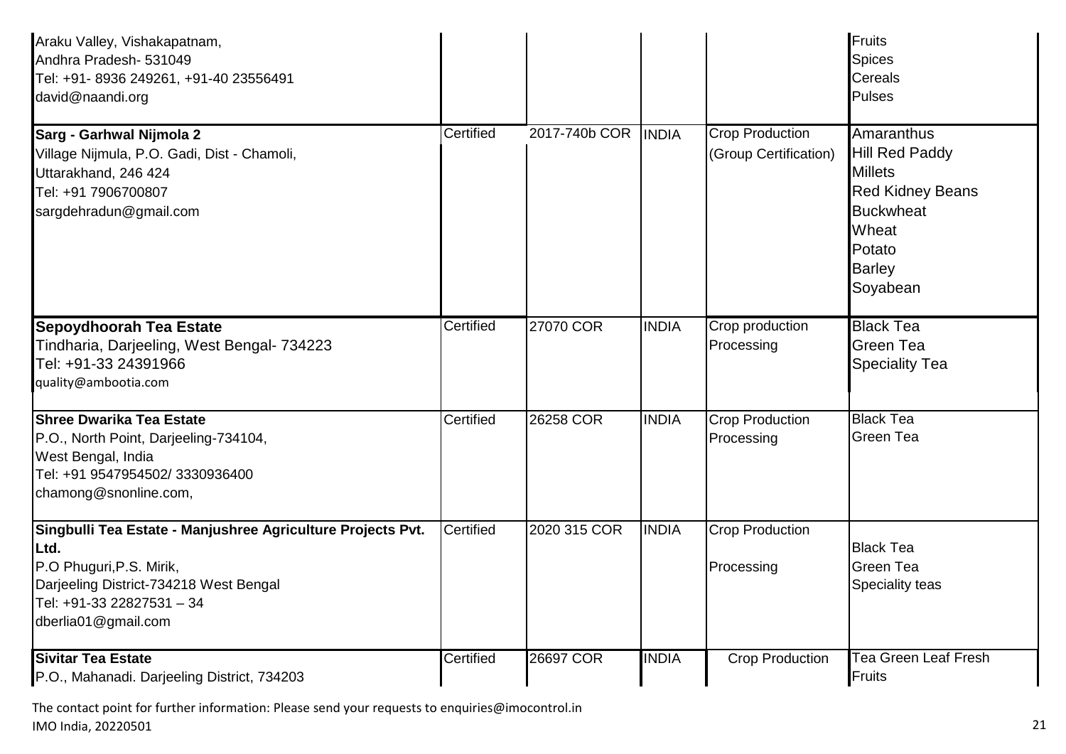| | | | | | |
|---|---|---|---|---|---|
| Araku Valley, Vishakapatnam,<br>Andhra Pradesh- 531049<br>Tel: +91- 8936 249261, +91-40 23556491<br>david@naandi.org | | | | | Fruits<br>Spices<br>Cereals<br>Pulses |
| **Sarg - Garhwal Nijmola 2**<br>Village Nijmula, P.O. Gadi, Dist - Chamoli,<br>Uttarakhand, 246 424<br>Tel: +91 7906700807<br>sargdehradun@gmail.com | Certified | 2017-740b COR | INDIA | Crop Production<br>(Group Certification) | Amaranthus<br>Hill Red Paddy<br>Millets<br>Red Kidney Beans<br>Buckwheat<br>Wheat<br>Potato<br>Barley<br>Soyabean |
| **Sepoydhoorah Tea Estate**<br>Tindharia, Darjeeling, West Bengal- 734223<br>Tel: +91-33 24391966<br>quality@ambootia.com | Certified | 27070 COR | INDIA | Crop production<br>Processing | Black Tea<br>Green Tea<br>Speciality Tea |
| **Shree Dwarika Tea Estate**<br>P.O., North Point, Darjeeling-734104,<br>West Bengal, India<br>Tel: +91 9547954502/ 3330936400<br>chamong@snonline.com, | Certified | 26258 COR | INDIA | Crop Production<br>Processing | Black Tea<br>Green Tea |
| **Singbulli Tea Estate - Manjushree Agriculture Projects Pvt. Ltd.**<br>P.O Phuguri,P.S. Mirik,<br>Darjeeling District-734218 West Bengal<br>Tel: +91-33 22827531 – 34<br>dberlia01@gmail.com | Certified | 2020 315 COR | INDIA | Crop Production<br>Processing | Black Tea<br>Green Tea<br>Speciality teas |
| **Sivitar Tea Estate**<br>P.O., Mahanadi. Darjeeling District, 734203 | Certified | 26697 COR | INDIA | Crop Production | Tea Green Leaf Fresh<br>Fruits |

The contact point for further information: Please send your requests to enquiries@imocontrol.in
IMO India, 20220501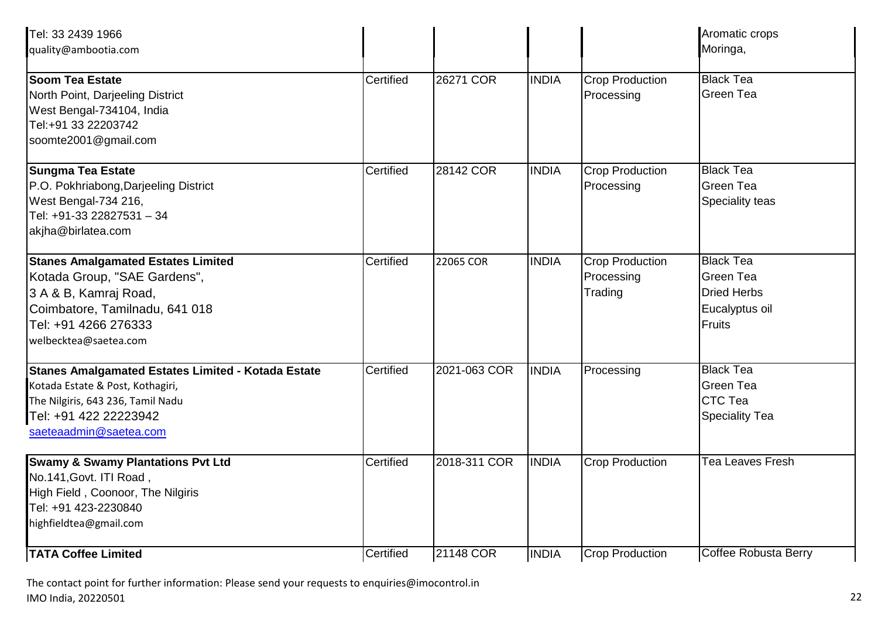| | | | | | |
|---|---|---|---|---|---|
| Tel: 33 2439 1966<br>quality@ambootia.com | | | | | Aromatic crops<br>Moringa, |
| **Soom Tea Estate**<br>North Point, Darjeeling District<br>West Bengal-734104, India<br>Tel:+91 33 22203742<br>soomte2001@gmail.com | Certified | 26271 COR | INDIA | Crop Production<br>Processing | Black Tea<br>Green Tea |
| **Sungma Tea Estate**<br>P.O. Pokhriabong,Darjeeling District<br>West Bengal-734 216,<br>Tel: +91-33 22827531 – 34<br>akjha@birlatea.com | Certified | 28142 COR | INDIA | Crop Production<br>Processing | Black Tea<br>Green Tea<br>Speciality teas |
| **Stanes Amalgamated Estates Limited**<br>Kotada Group, "SAE Gardens",<br>3 A & B, Kamraj Road,<br>Coimbatore, Tamilnadu, 641 018<br>Tel: +91 4266 276333<br>welbecktea@saetea.com | Certified | 22065 COR | INDIA | Crop Production<br>Processing<br>Trading | Black Tea<br>Green Tea<br>Dried Herbs<br>Eucalyptus oil<br>Fruits |
| **Stanes Amalgamated Estates Limited - Kotada Estate**<br>Kotada Estate & Post, Kothagiri,<br>The Nilgiris, 643 236, Tamil Nadu<br>Tel: +91 422 22223942<br>saeteaadmin@saetea.com | Certified | 2021-063 COR | INDIA | Processing | Black Tea<br>Green Tea<br>CTC Tea<br>Speciality Tea |
| **Swamy & Swamy Plantations Pvt Ltd**<br>No.141,Govt. ITI Road ,<br>High Field , Coonoor, The Nilgiris<br>Tel: +91 423-2230840<br>highfieldtea@gmail.com | Certified | 2018-311 COR | INDIA | Crop Production | Tea Leaves Fresh |
| **TATA Coffee Limited** | Certified | 21148 COR | INDIA | Crop Production | Coffee Robusta Berry |

The contact point for further information: Please send your requests to enquiries@imocontrol.in
IMO India, 20220501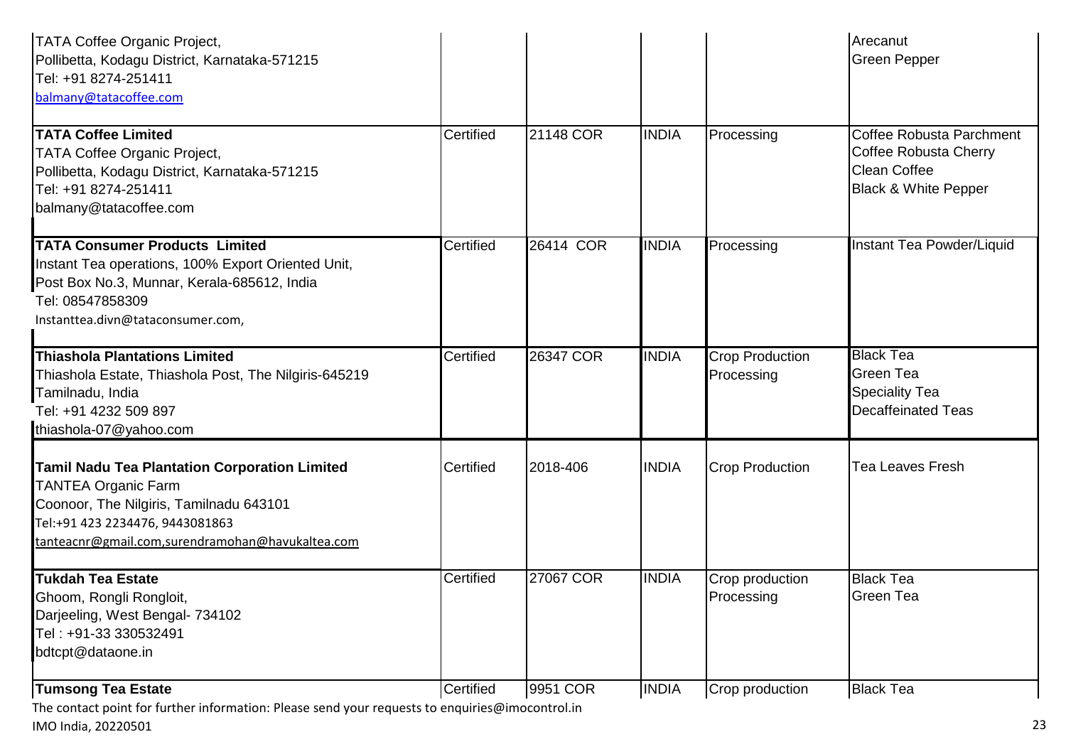| | | | | | |
|---|---|---|---|---|---|
| TATA Coffee Organic Project,<br>Pollibetta, Kodagu District, Karnataka-571215<br>Tel: +91 8274-251411<br>balmany@tatacoffee.com | | | | | Arecanut<br>Green Pepper |
| **TATA Coffee Limited**<br>TATA Coffee Organic Project,<br>Pollibetta, Kodagu District, Karnataka-571215<br>Tel: +91 8274-251411<br>balmany@tatacoffee.com | Certified | 21148 COR | INDIA | Processing | Coffee Robusta Parchment<br>Coffee Robusta Cherry<br>Clean Coffee<br>Black & White Pepper |
| **TATA Consumer Products Limited**<br>Instant Tea operations, 100% Export Oriented Unit,<br>Post Box No.3, Munnar, Kerala-685612, India<br>Tel: 08547858309<br>Instanttea.divn@tataconsumer.com, | Certified | 26414 COR | INDIA | Processing | Instant Tea Powder/Liquid |
| **Thiashola Plantations Limited**<br>Thiashola Estate, Thiashola Post, The Nilgiris-645219<br>Tamilnadu, India<br>Tel: +91 4232 509 897<br>thiashola-07@yahoo.com | Certified | 26347 COR | INDIA | Crop Production<br>Processing | Black Tea<br>Green Tea<br>Speciality Tea<br>Decaffeinated Teas |
| **Tamil Nadu Tea Plantation Corporation Limited**<br>TANTEA Organic Farm<br>Coonoor, The Nilgiris, Tamilnadu 643101<br>Tel:+91 423 2234476, 9443081863<br>tanteacnr@gmail.com,surendramohan@havukaltea.com | Certified | 2018-406 | INDIA | Crop Production | Tea Leaves Fresh |
| **Tukdah Tea Estate**<br>Ghoom, Rongli Rongloit,<br>Darjeeling, West Bengal- 734102<br>Tel : +91-33 330532491<br>bdtcpt@dataone.in | Certified | 27067 COR | INDIA | Crop production<br>Processing | Black Tea<br>Green Tea |
| **Tumsong Tea Estate** | Certified | 9951 COR | INDIA | Crop production | Black Tea |

The contact point for further information: Please send your requests to enquiries@imocontrol.in

IMO India, 20220501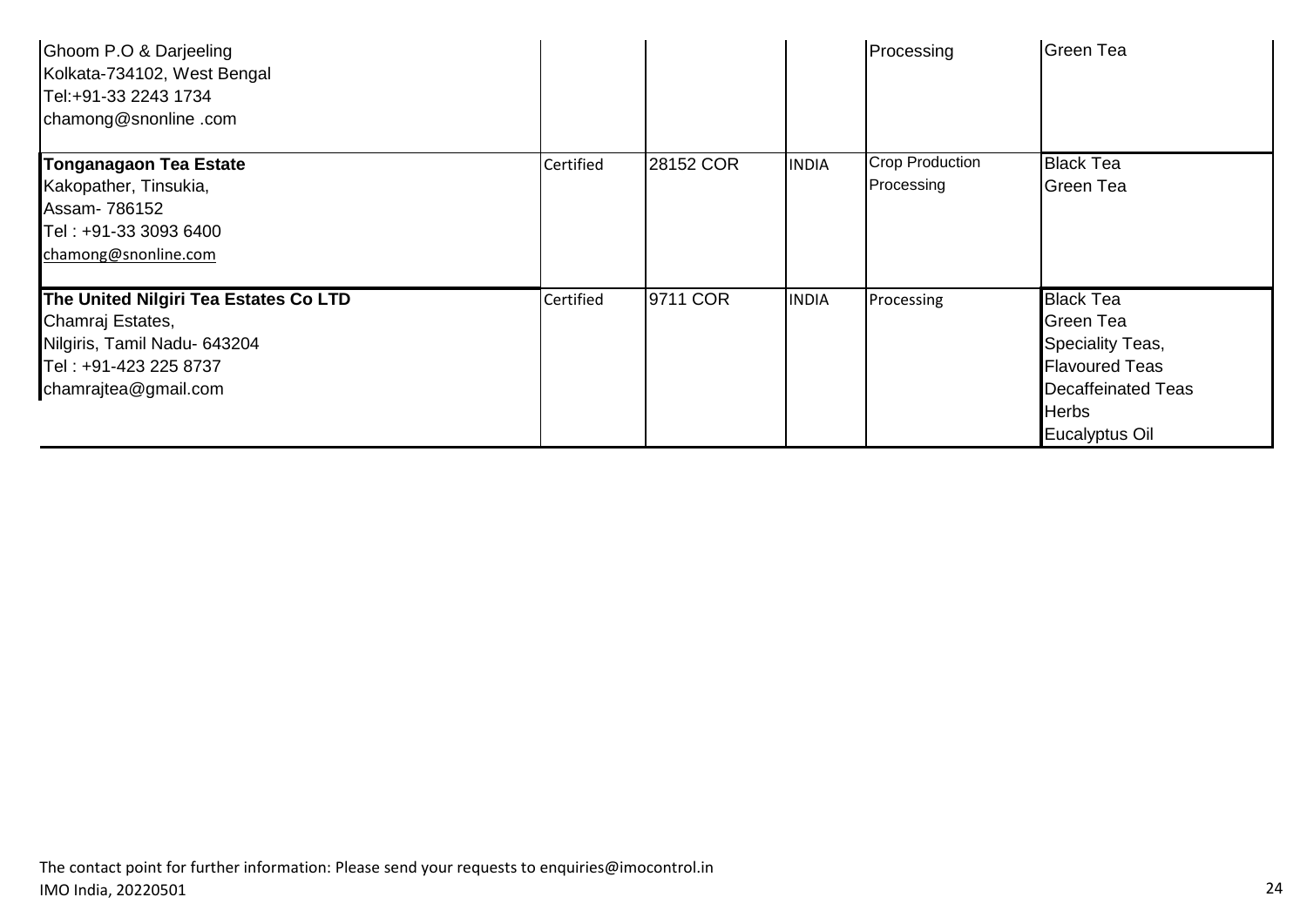| | | | | | |
|---|---|---|---|---|---|
| Ghoom P.O & Darjeeling<br>Kolkata-734102, West Bengal<br>Tel:+91-33 2243 1734<br>chamong@snonline .com | | | | Processing | Green Tea |
| **Tonganagaon Tea Estate**<br>Kakopather, Tinsukia,<br>Assam- 786152<br>Tel : +91-33 3093 6400<br>chamong@snonline.com | Certified | 28152 COR | INDIA | Crop Production<br>Processing | Black Tea<br>Green Tea |
| **The United Nilgiri Tea Estates Co LTD**<br>Chamraj Estates,<br>Nilgiris, Tamil Nadu- 643204<br>Tel : +91-423 225 8737<br>chamrajtea@gmail.com | Certified | 9711 COR | INDIA | Processing | Black Tea<br>Green Tea<br>Speciality Teas,<br>Flavoured Teas<br>Decaffeinated Teas<br>Herbs<br>Eucalyptus Oil |

The contact point for further information: Please send your requests to enquiries@imocontrol.in
IMO India, 20220501